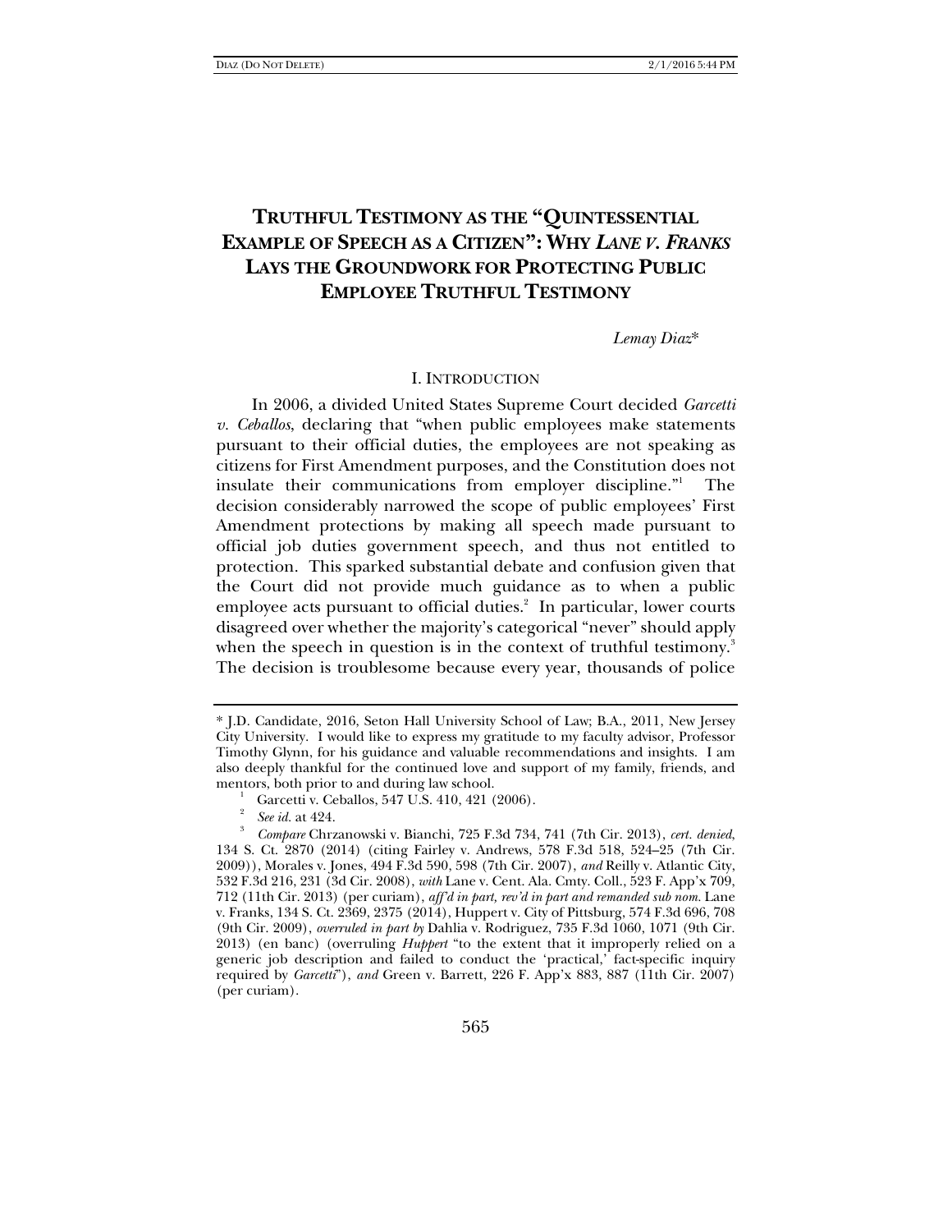# TRUTHFUL TESTIMONY AS THE "QUINTESSENTIAL EXAMPLE OF SPEECH AS A CITIZEN": WHY *LANE V. FRANKS* LAYS THE GROUNDWORK FOR PROTECTING PUBLIC EMPLOYEE TRUTHFUL TESTIMONY

*Lemay Diaz**

## I. INTRODUCTION

In 2006, a divided United States Supreme Court decided *Garcetti v. Ceballos*, declaring that "when public employees make statements pursuant to their official duties, the employees are not speaking as citizens for First Amendment purposes, and the Constitution does not insulate their communications from employer discipline."[1] The decision considerably narrowed the scope of public employees' First Amendment protections by making all speech made pursuant to official job duties government speech, and thus not entitled to protection. This sparked substantial debate and confusion given that the Court did not provide much guidance as to when a public employee acts pursuant to official duties.[2] In particular, lower courts disagreed over whether the majority's categorical "never" should apply when the speech in question is in the context of truthful testimony.[3] The decision is troublesome because every year, thousands of police

---

\* J.D. Candidate, 2016, Seton Hall University School of Law; B.A., 2011, New Jersey City University. I would like to express my gratitude to my faculty advisor, Professor Timothy Glynn, for his guidance and valuable recommendations and insights. I am also deeply thankful for the continued love and support of my family, friends, and mentors, both prior to and during law school.

[1] Garcetti v. Ceballos, 547 U.S. 410, 421 (2006).

[2] *See id.* at 424.

[3] *Compare* Chrzanowski v. Bianchi, 725 F.3d 734, 741 (7th Cir. 2013), *cert. denied*, 134 S. Ct. 2870 (2014) (citing Fairley v. Andrews, 578 F.3d 518, 524–25 (7th Cir. 2009)), Morales v. Jones, 494 F.3d 590, 598 (7th Cir. 2007), *and* Reilly v. Atlantic City, 532 F.3d 216, 231 (3d Cir. 2008), *with* Lane v. Cent. Ala. Cmty. Coll., 523 F. App'x 709, 712 (11th Cir. 2013) (per curiam), *aff'd in part, rev'd in part and remanded sub nom.* Lane v. Franks, 134 S. Ct. 2369, 2375 (2014), Huppert v. City of Pittsburg, 574 F.3d 696, 708 (9th Cir. 2009), *overruled in part by* Dahlia v. Rodriguez, 735 F.3d 1060, 1071 (9th Cir. 2013) (en banc) (overruling *Huppert* "to the extent that it improperly relied on a generic job description and failed to conduct the 'practical,' fact-specific inquiry required by *Garcetti*"), *and* Green v. Barrett, 226 F. App'x 883, 887 (11th Cir. 2007) (per curiam).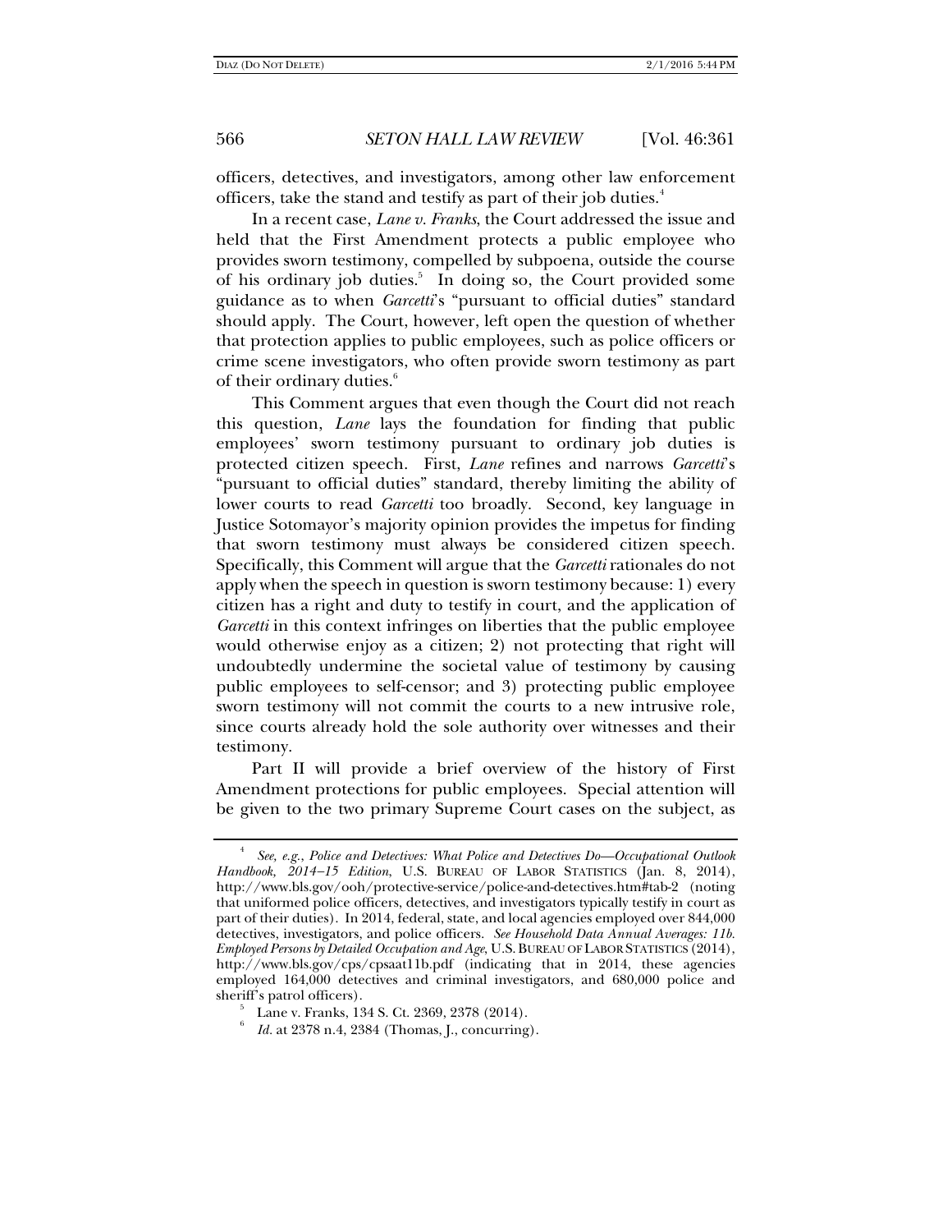officers, detectives, and investigators, among other law enforcement officers, take the stand and testify as part of their job duties.[4]

In a recent case, *Lane v. Franks*, the Court addressed the issue and held that the First Amendment protects a public employee who provides sworn testimony, compelled by subpoena, outside the course of his ordinary job duties.[5] In doing so, the Court provided some guidance as to when *Garcetti*'s "pursuant to official duties" standard should apply. The Court, however, left open the question of whether that protection applies to public employees, such as police officers or crime scene investigators, who often provide sworn testimony as part of their ordinary duties.[6]

This Comment argues that even though the Court did not reach this question, *Lane* lays the foundation for finding that public employees' sworn testimony pursuant to ordinary job duties is protected citizen speech. First, *Lane* refines and narrows *Garcetti*'s "pursuant to official duties" standard, thereby limiting the ability of lower courts to read *Garcetti* too broadly. Second, key language in Justice Sotomayor's majority opinion provides the impetus for finding that sworn testimony must always be considered citizen speech. Specifically, this Comment will argue that the *Garcetti* rationales do not apply when the speech in question is sworn testimony because: 1) every citizen has a right and duty to testify in court, and the application of *Garcetti* in this context infringes on liberties that the public employee would otherwise enjoy as a citizen; 2) not protecting that right will undoubtedly undermine the societal value of testimony by causing public employees to self-censor; and 3) protecting public employee sworn testimony will not commit the courts to a new intrusive role, since courts already hold the sole authority over witnesses and their testimony.

Part II will provide a brief overview of the history of First Amendment protections for public employees. Special attention will be given to the two primary Supreme Court cases on the subject, as

---

[4] *See, e.g.*, *Police and Detectives: What Police and Detectives Do—Occupational Outlook Handbook, 2014–15 Edition*, U.S. BUREAU OF LABOR STATISTICS (Jan. 8, 2014), http://www.bls.gov/ooh/protective-service/police-and-detectives.htm#tab-2 (noting that uniformed police officers, detectives, and investigators typically testify in court as part of their duties). In 2014, federal, state, and local agencies employed over 844,000 detectives, investigators, and police officers. *See Household Data Annual Averages: 11b. Employed Persons by Detailed Occupation and Age*, U.S. BUREAU OF LABOR STATISTICS (2014), http://www.bls.gov/cps/cpsaat11b.pdf (indicating that in 2014, these agencies employed 164,000 detectives and criminal investigators, and 680,000 police and sheriff's patrol officers).

[5] Lane v. Franks, 134 S. Ct. 2369, 2378 (2014).

[6] *Id.* at 2378 n.4, 2384 (Thomas, J., concurring).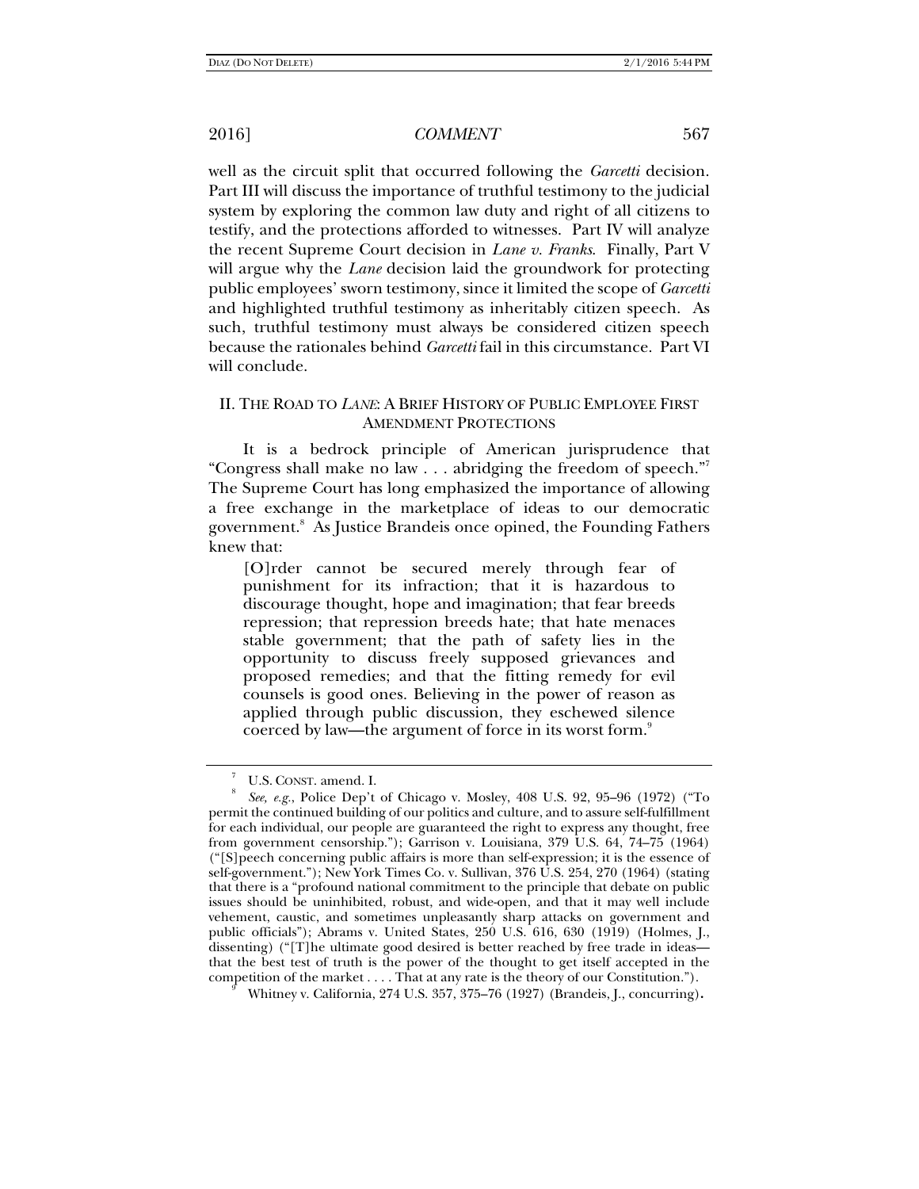well as the circuit split that occurred following the *Garcetti* decision. Part III will discuss the importance of truthful testimony to the judicial system by exploring the common law duty and right of all citizens to testify, and the protections afforded to witnesses. Part IV will analyze the recent Supreme Court decision in *Lane v. Franks*. Finally, Part V will argue why the *Lane* decision laid the groundwork for protecting public employees' sworn testimony, since it limited the scope of *Garcetti* and highlighted truthful testimony as inheritably citizen speech. As such, truthful testimony must always be considered citizen speech because the rationales behind *Garcetti* fail in this circumstance. Part VI will conclude.

## II. THE ROAD TO *LANE*: A BRIEF HISTORY OF PUBLIC EMPLOYEE FIRST AMENDMENT PROTECTIONS

It is a bedrock principle of American jurisprudence that "Congress shall make no law . . . abridging the freedom of speech."[7] The Supreme Court has long emphasized the importance of allowing a free exchange in the marketplace of ideas to our democratic government.[8] As Justice Brandeis once opined, the Founding Fathers knew that:

> [O]rder cannot be secured merely through fear of punishment for its infraction; that it is hazardous to discourage thought, hope and imagination; that fear breeds repression; that repression breeds hate; that hate menaces stable government; that the path of safety lies in the opportunity to discuss freely supposed grievances and proposed remedies; and that the fitting remedy for evil counsels is good ones. Believing in the power of reason as applied through public discussion, they eschewed silence coerced by law—the argument of force in its worst form.[9]

---

[7] U.S. CONST. amend. I.

[8] *See, e.g.*, Police Dep't of Chicago v. Mosley, 408 U.S. 92, 95–96 (1972) ("To permit the continued building of our politics and culture, and to assure self-fulfillment for each individual, our people are guaranteed the right to express any thought, free from government censorship."); Garrison v. Louisiana, 379 U.S. 64, 74–75 (1964) ("[S]peech concerning public affairs is more than self-expression; it is the essence of self-government."); New York Times Co. v. Sullivan, 376 U.S. 254, 270 (1964) (stating that there is a "profound national commitment to the principle that debate on public issues should be uninhibited, robust, and wide-open, and that it may well include vehement, caustic, and sometimes unpleasantly sharp attacks on government and public officials"); Abrams v. United States, 250 U.S. 616, 630 (1919) (Holmes, J., dissenting) ("[T]he ultimate good desired is better reached by free trade in ideas—that the best test of truth is the power of the thought to get itself accepted in the competition of the market . . . . That at any rate is the theory of our Constitution.").

[9] Whitney v. California, 274 U.S. 357, 375–76 (1927) (Brandeis, J., concurring).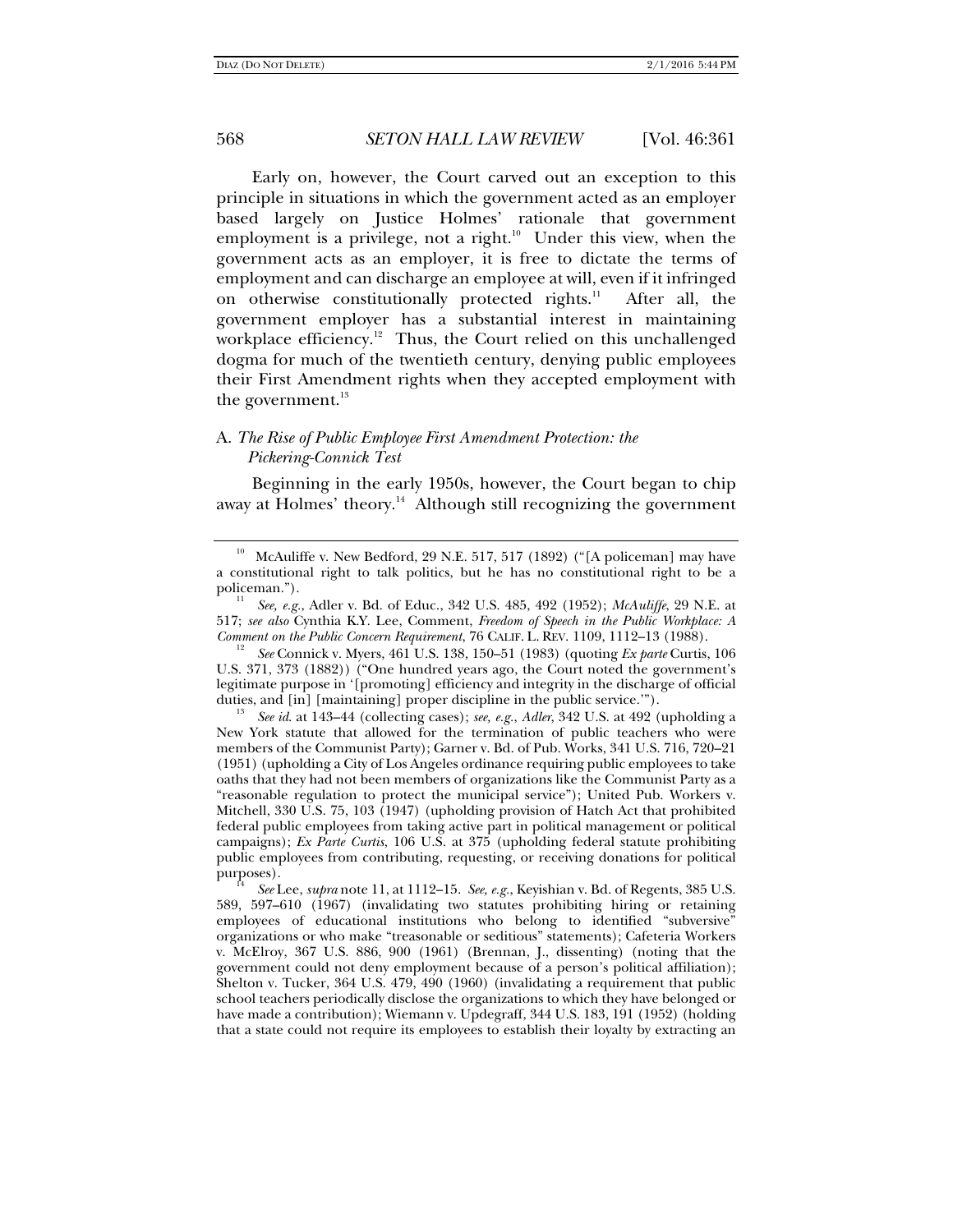Early on, however, the Court carved out an exception to this principle in situations in which the government acted as an employer based largely on Justice Holmes' rationale that government employment is a privilege, not a right.[10] Under this view, when the government acts as an employer, it is free to dictate the terms of employment and can discharge an employee at will, even if it infringed on otherwise constitutionally protected rights.[11] After all, the government employer has a substantial interest in maintaining workplace efficiency.[12] Thus, the Court relied on this unchallenged dogma for much of the twentieth century, denying public employees their First Amendment rights when they accepted employment with the government.[13]

### A. *The Rise of Public Employee First Amendment Protection: the Pickering-Connick Test*

Beginning in the early 1950s, however, the Court began to chip away at Holmes' theory.[14] Although still recognizing the government

---

[10] McAuliffe v. New Bedford, 29 N.E. 517, 517 (1892) ("[A policeman] may have a constitutional right to talk politics, but he has no constitutional right to be a policeman.").

[11] *See, e.g.*, Adler v. Bd. of Educ., 342 U.S. 485, 492 (1952); *McAuliffe*, 29 N.E. at 517; *see also* Cynthia K.Y. Lee, Comment, *Freedom of Speech in the Public Workplace: A Comment on the Public Concern Requirement*, 76 CALIF. L. REV. 1109, 1112–13 (1988).

[12] *See* Connick v. Myers, 461 U.S. 138, 150–51 (1983) (quoting *Ex parte* Curtis, 106 U.S. 371, 373 (1882)) ("One hundred years ago, the Court noted the government's legitimate purpose in '[promoting] efficiency and integrity in the discharge of official duties, and [in] [maintaining] proper discipline in the public service.'").

[13] *See id.* at 143–44 (collecting cases); *see, e.g.*, *Adler*, 342 U.S. at 492 (upholding a New York statute that allowed for the termination of public teachers who were members of the Communist Party); Garner v. Bd. of Pub. Works, 341 U.S. 716, 720–21 (1951) (upholding a City of Los Angeles ordinance requiring public employees to take oaths that they had not been members of organizations like the Communist Party as a "reasonable regulation to protect the municipal service"); United Pub. Workers v. Mitchell, 330 U.S. 75, 103 (1947) (upholding provision of Hatch Act that prohibited federal public employees from taking active part in political management or political campaigns); *Ex Parte Curtis*, 106 U.S. at 375 (upholding federal statute prohibiting public employees from contributing, requesting, or receiving donations for political purposes).

[14] *See* Lee, *supra* note 11, at 1112–15. *See, e.g.*, Keyishian v. Bd. of Regents, 385 U.S. 589, 597–610 (1967) (invalidating two statutes prohibiting hiring or retaining employees of educational institutions who belong to identified "subversive" organizations or who make "treasonable or seditious" statements); Cafeteria Workers v. McElroy, 367 U.S. 886, 900 (1961) (Brennan, J., dissenting) (noting that the government could not deny employment because of a person's political affiliation); Shelton v. Tucker, 364 U.S. 479, 490 (1960) (invalidating a requirement that public school teachers periodically disclose the organizations to which they have belonged or have made a contribution); Wiemann v. Updegraff, 344 U.S. 183, 191 (1952) (holding that a state could not require its employees to establish their loyalty by extracting an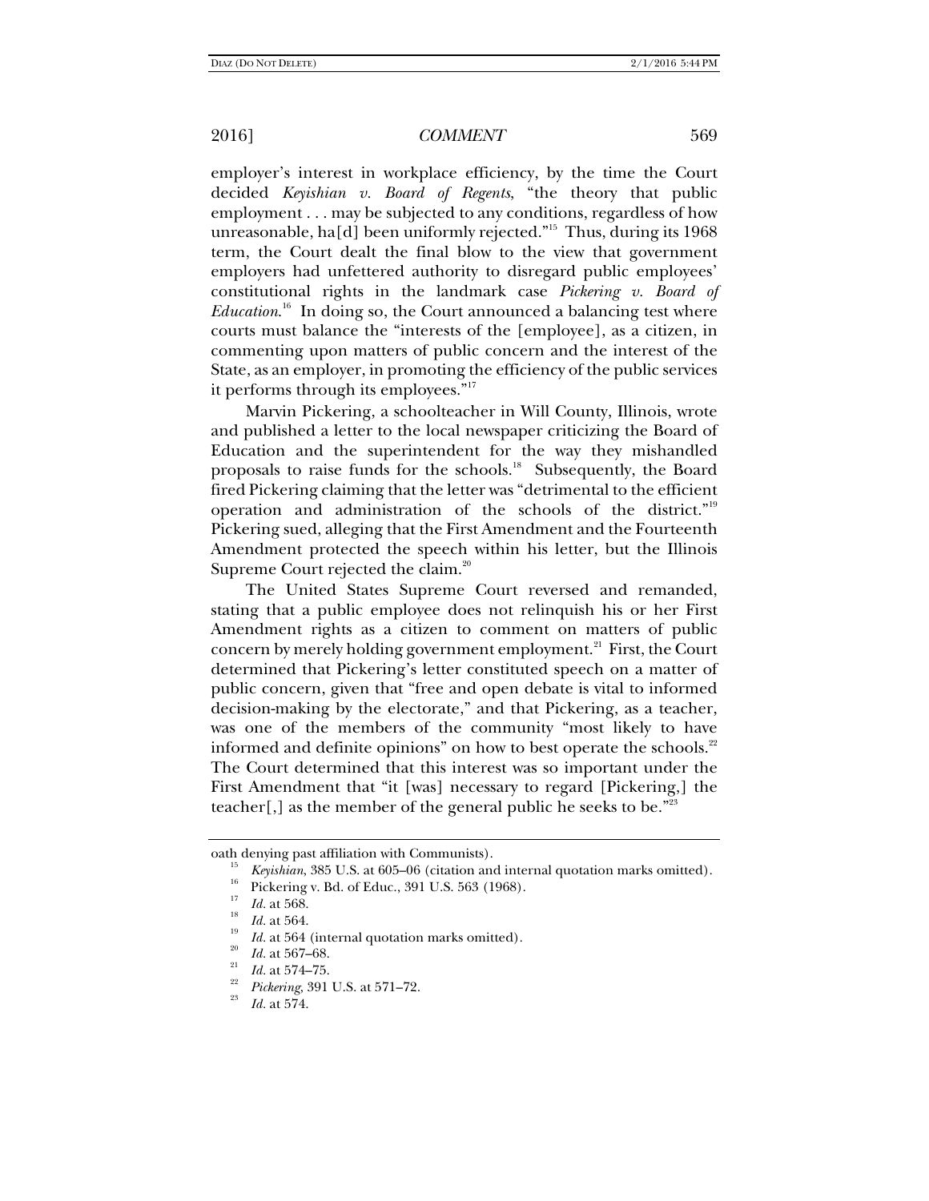employer's interest in workplace efficiency, by the time the Court decided *Keyishian v. Board of Regents*, "the theory that public employment . . . may be subjected to any conditions, regardless of how unreasonable, ha[d] been uniformly rejected."[15] Thus, during its 1968 term, the Court dealt the final blow to the view that government employers had unfettered authority to disregard public employees' constitutional rights in the landmark case *Pickering v. Board of Education*.[16] In doing so, the Court announced a balancing test where courts must balance the "interests of the [employee], as a citizen, in commenting upon matters of public concern and the interest of the State, as an employer, in promoting the efficiency of the public services it performs through its employees."[17]

Marvin Pickering, a schoolteacher in Will County, Illinois, wrote and published a letter to the local newspaper criticizing the Board of Education and the superintendent for the way they mishandled proposals to raise funds for the schools.[18] Subsequently, the Board fired Pickering claiming that the letter was "detrimental to the efficient operation and administration of the schools of the district."[19] Pickering sued, alleging that the First Amendment and the Fourteenth Amendment protected the speech within his letter, but the Illinois Supreme Court rejected the claim.[20]

The United States Supreme Court reversed and remanded, stating that a public employee does not relinquish his or her First Amendment rights as a citizen to comment on matters of public concern by merely holding government employment.[21] First, the Court determined that Pickering's letter constituted speech on a matter of public concern, given that "free and open debate is vital to informed decision-making by the electorate," and that Pickering, as a teacher, was one of the members of the community "most likely to have informed and definite opinions" on how to best operate the schools.[22] The Court determined that this interest was so important under the First Amendment that "it [was] necessary to regard [Pickering,] the teacher[,] as the member of the general public he seeks to be."[23]

---

oath denying past affiliation with Communists).

[15] *Keyishian*, 385 U.S. at 605–06 (citation and internal quotation marks omitted).

[16] Pickering v. Bd. of Educ., 391 U.S. 563 (1968).

[17] *Id.* at 568.

[18] *Id.* at 564.

[19] *Id.* at 564 (internal quotation marks omitted).

[20] *Id.* at 567–68.

[21] *Id.* at 574–75.

[22] *Pickering*, 391 U.S. at 571–72.

[23] *Id.* at 574.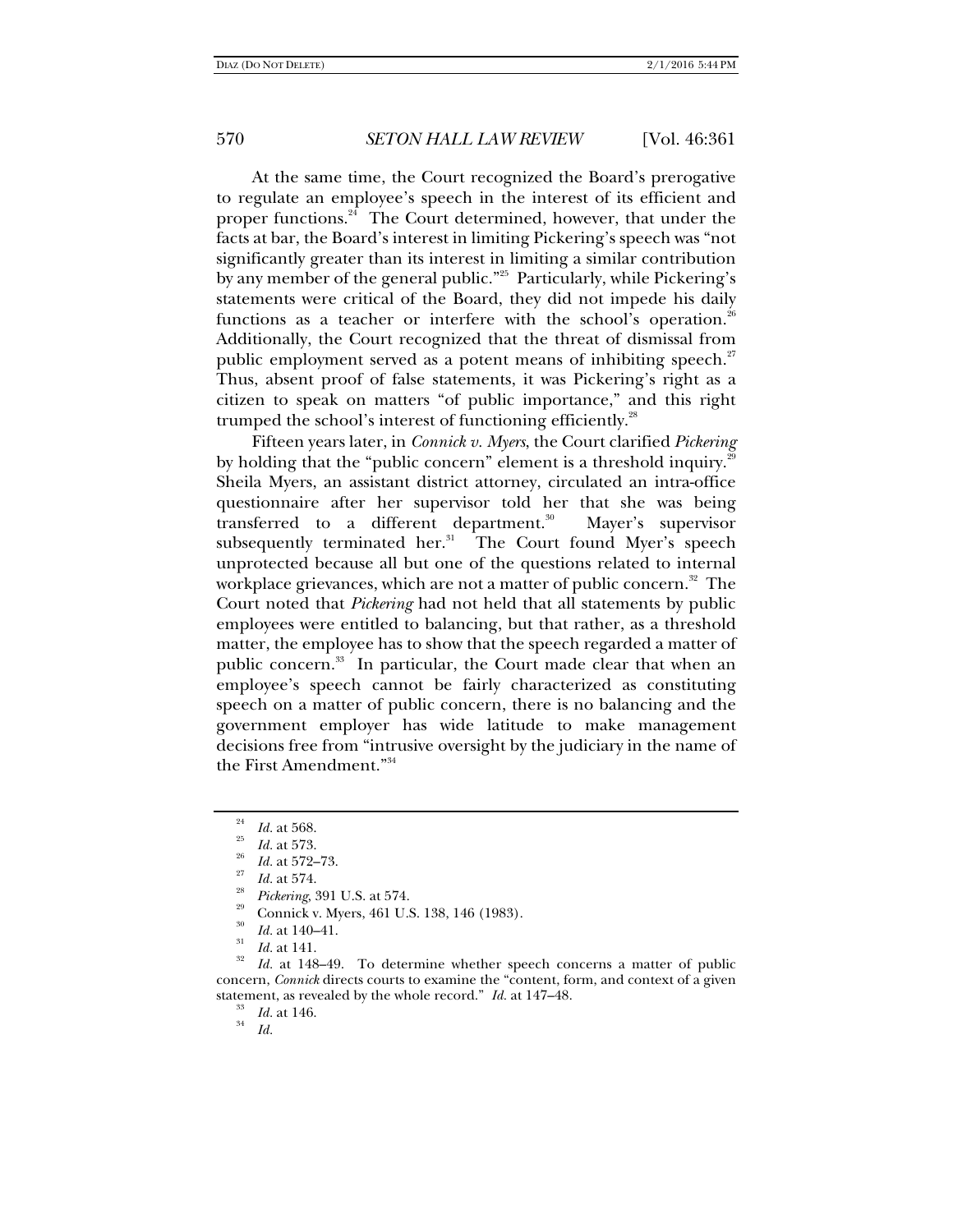At the same time, the Court recognized the Board's prerogative to regulate an employee's speech in the interest of its efficient and proper functions.[24] The Court determined, however, that under the facts at bar, the Board's interest in limiting Pickering's speech was "not significantly greater than its interest in limiting a similar contribution by any member of the general public."[25] Particularly, while Pickering's statements were critical of the Board, they did not impede his daily functions as a teacher or interfere with the school's operation.[26] Additionally, the Court recognized that the threat of dismissal from public employment served as a potent means of inhibiting speech.[27] Thus, absent proof of false statements, it was Pickering's right as a citizen to speak on matters "of public importance," and this right trumped the school's interest of functioning efficiently.[28]

Fifteen years later, in *Connick v. Myers*, the Court clarified *Pickering* by holding that the "public concern" element is a threshold inquiry.[29] Sheila Myers, an assistant district attorney, circulated an intra-office questionnaire after her supervisor told her that she was being transferred to a different department.[30] Mayer's supervisor subsequently terminated her.[31] The Court found Myer's speech unprotected because all but one of the questions related to internal workplace grievances, which are not a matter of public concern.[32] The Court noted that *Pickering* had not held that all statements by public employees were entitled to balancing, but that rather, as a threshold matter, the employee has to show that the speech regarded a matter of public concern.[33] In particular, the Court made clear that when an employee's speech cannot be fairly characterized as constituting speech on a matter of public concern, there is no balancing and the government employer has wide latitude to make management decisions free from "intrusive oversight by the judiciary in the name of the First Amendment."[34]

---

[24] *Id.* at 568.

[25] *Id.* at 573.

[26] *Id.* at 572–73.

[27] *Id.* at 574.

[28] *Pickering*, 391 U.S. at 574.

[29] Connick v. Myers, 461 U.S. 138, 146 (1983).

[30] *Id.* at 140–41.

[31] *Id.* at 141.

[32] *Id.* at 148–49. To determine whether speech concerns a matter of public concern, *Connick* directs courts to examine the "content, form, and context of a given statement, as revealed by the whole record." *Id.* at 147–48.

[33] *Id.* at 146.

[34] *Id.*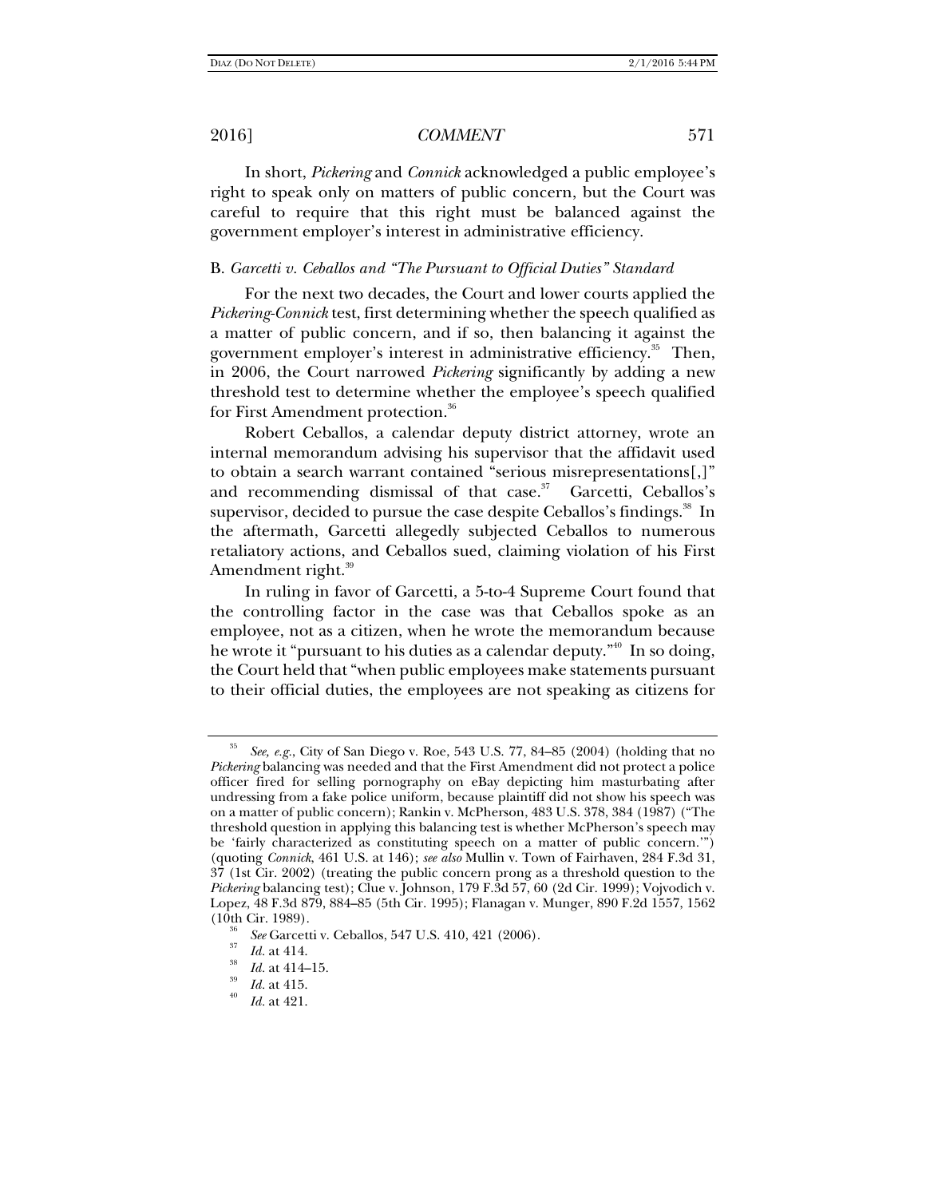In short, *Pickering* and *Connick* acknowledged a public employee's right to speak only on matters of public concern, but the Court was careful to require that this right must be balanced against the government employer's interest in administrative efficiency.

### B. *Garcetti v. Ceballos and "The Pursuant to Official Duties" Standard*

For the next two decades, the Court and lower courts applied the *Pickering*-*Connick* test, first determining whether the speech qualified as a matter of public concern, and if so, then balancing it against the government employer's interest in administrative efficiency.[35] Then, in 2006, the Court narrowed *Pickering* significantly by adding a new threshold test to determine whether the employee's speech qualified for First Amendment protection.[36]

Robert Ceballos, a calendar deputy district attorney, wrote an internal memorandum advising his supervisor that the affidavit used to obtain a search warrant contained "serious misrepresentations[,]" and recommending dismissal of that case.[37] Garcetti, Ceballos's supervisor, decided to pursue the case despite Ceballos's findings.[38] In the aftermath, Garcetti allegedly subjected Ceballos to numerous retaliatory actions, and Ceballos sued, claiming violation of his First Amendment right.[39]

In ruling in favor of Garcetti, a 5-to-4 Supreme Court found that the controlling factor in the case was that Ceballos spoke as an employee, not as a citizen, when he wrote the memorandum because he wrote it "pursuant to his duties as a calendar deputy."[40] In so doing, the Court held that "when public employees make statements pursuant to their official duties, the employees are not speaking as citizens for

---

[35] *See, e.g.*, City of San Diego v. Roe, 543 U.S. 77, 84–85 (2004) (holding that no *Pickering* balancing was needed and that the First Amendment did not protect a police officer fired for selling pornography on eBay depicting him masturbating after undressing from a fake police uniform, because plaintiff did not show his speech was on a matter of public concern); Rankin v. McPherson, 483 U.S. 378, 384 (1987) ("The threshold question in applying this balancing test is whether McPherson's speech may be 'fairly characterized as constituting speech on a matter of public concern.'") (quoting *Connick*, 461 U.S. at 146); *see also* Mullin v. Town of Fairhaven, 284 F.3d 31, 37 (1st Cir. 2002) (treating the public concern prong as a threshold question to the *Pickering* balancing test); Clue v. Johnson, 179 F.3d 57, 60 (2d Cir. 1999); Vojvodich v. Lopez, 48 F.3d 879, 884–85 (5th Cir. 1995); Flanagan v. Munger, 890 F.2d 1557, 1562 (10th Cir. 1989).

[36] *See* Garcetti v. Ceballos, 547 U.S. 410, 421 (2006).

[37] *Id.* at 414.

[38] *Id.* at 414–15.

[39] *Id.* at 415.

[40] *Id.* at 421.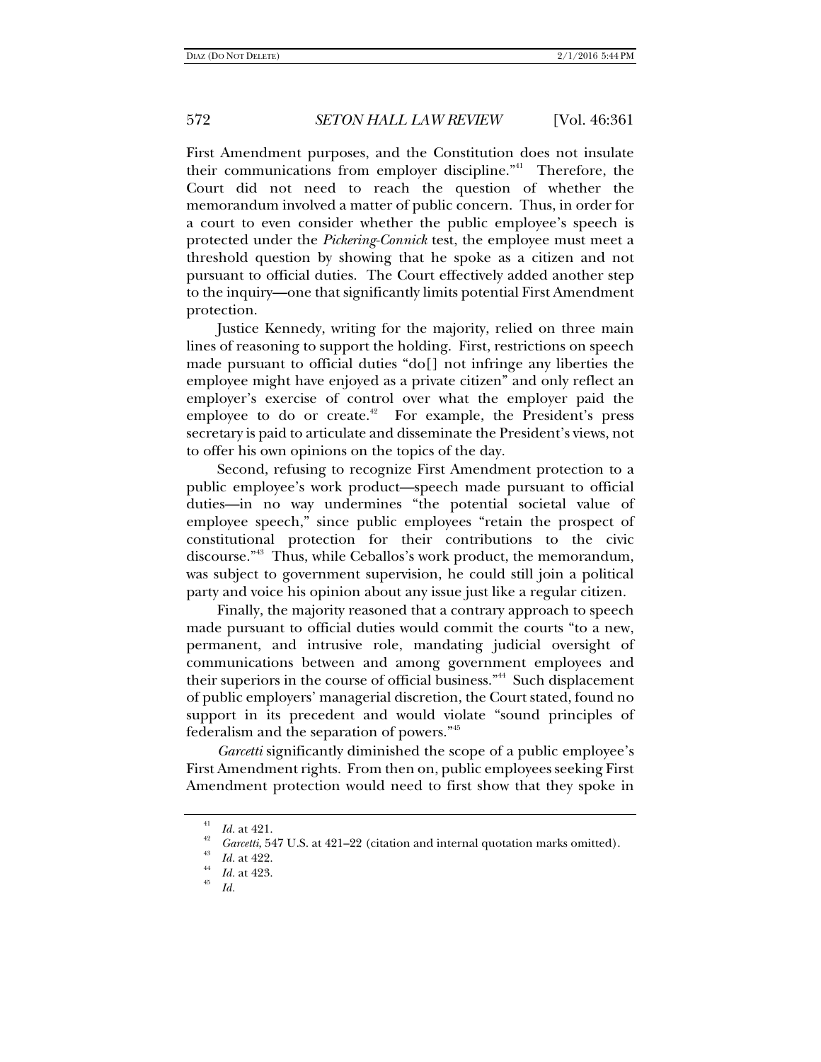First Amendment purposes, and the Constitution does not insulate their communications from employer discipline."[41] Therefore, the Court did not need to reach the question of whether the memorandum involved a matter of public concern. Thus, in order for a court to even consider whether the public employee's speech is protected under the *Pickering-Connick* test, the employee must meet a threshold question by showing that he spoke as a citizen and not pursuant to official duties. The Court effectively added another step to the inquiry—one that significantly limits potential First Amendment protection.

Justice Kennedy, writing for the majority, relied on three main lines of reasoning to support the holding. First, restrictions on speech made pursuant to official duties "do[] not infringe any liberties the employee might have enjoyed as a private citizen" and only reflect an employer's exercise of control over what the employer paid the employee to do or create.[42] For example, the President's press secretary is paid to articulate and disseminate the President's views, not to offer his own opinions on the topics of the day.

Second, refusing to recognize First Amendment protection to a public employee's work product—speech made pursuant to official duties—in no way undermines "the potential societal value of employee speech," since public employees "retain the prospect of constitutional protection for their contributions to the civic discourse."[43] Thus, while Ceballos's work product, the memorandum, was subject to government supervision, he could still join a political party and voice his opinion about any issue just like a regular citizen.

Finally, the majority reasoned that a contrary approach to speech made pursuant to official duties would commit the courts "to a new, permanent, and intrusive role, mandating judicial oversight of communications between and among government employees and their superiors in the course of official business."[44] Such displacement of public employers' managerial discretion, the Court stated, found no support in its precedent and would violate "sound principles of federalism and the separation of powers."[45]

*Garcetti* significantly diminished the scope of a public employee's First Amendment rights. From then on, public employees seeking First Amendment protection would need to first show that they spoke in

---

[41] *Id.* at 421.

[42] *Garcetti*, 547 U.S. at 421–22 (citation and internal quotation marks omitted).

[43] *Id.* at 422.

[44] *Id.* at 423.

[45] *Id.*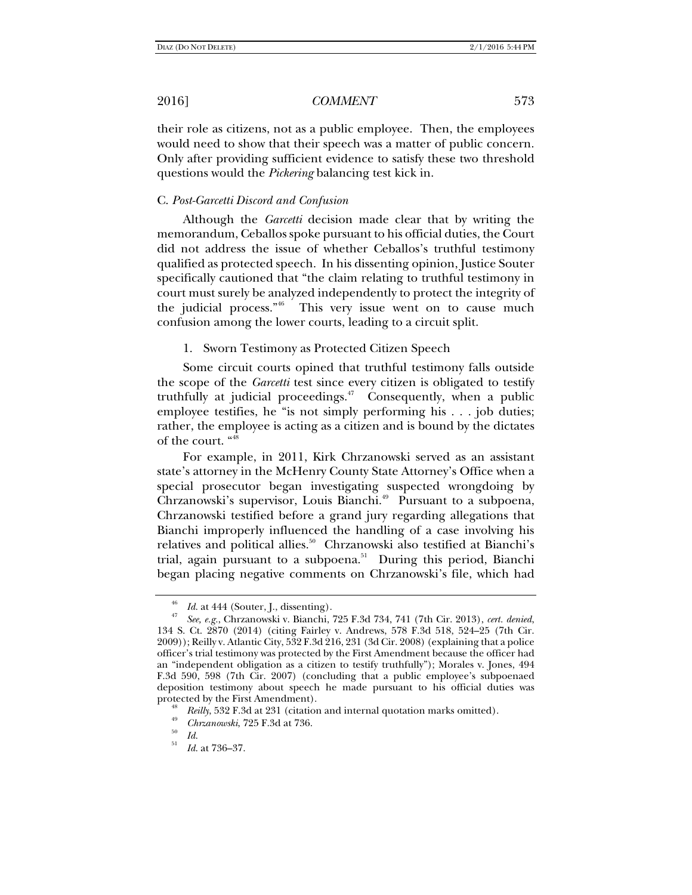their role as citizens, not as a public employee. Then, the employees would need to show that their speech was a matter of public concern. Only after providing sufficient evidence to satisfy these two threshold questions would the *Pickering* balancing test kick in.

### C. *Post-Garcetti Discord and Confusion*

Although the *Garcetti* decision made clear that by writing the memorandum, Ceballos spoke pursuant to his official duties, the Court did not address the issue of whether Ceballos's truthful testimony qualified as protected speech. In his dissenting opinion, Justice Souter specifically cautioned that "the claim relating to truthful testimony in court must surely be analyzed independently to protect the integrity of the judicial process."[46] This very issue went on to cause much confusion among the lower courts, leading to a circuit split.

#### 1. Sworn Testimony as Protected Citizen Speech

Some circuit courts opined that truthful testimony falls outside the scope of the *Garcetti* test since every citizen is obligated to testify truthfully at judicial proceedings.[47] Consequently, when a public employee testifies, he "is not simply performing his . . . job duties; rather, the employee is acting as a citizen and is bound by the dictates of the court. "[48]

For example, in 2011, Kirk Chrzanowski served as an assistant state's attorney in the McHenry County State Attorney's Office when a special prosecutor began investigating suspected wrongdoing by Chrzanowski's supervisor, Louis Bianchi.[49] Pursuant to a subpoena, Chrzanowski testified before a grand jury regarding allegations that Bianchi improperly influenced the handling of a case involving his relatives and political allies.[50] Chrzanowski also testified at Bianchi's trial, again pursuant to a subpoena.[51] During this period, Bianchi began placing negative comments on Chrzanowski's file, which had

---

[46] *Id.* at 444 (Souter, J., dissenting).

[47] *See, e.g.*, Chrzanowski v. Bianchi, 725 F.3d 734, 741 (7th Cir. 2013), *cert. denied*, 134 S. Ct. 2870 (2014) (citing Fairley v. Andrews, 578 F.3d 518, 524–25 (7th Cir. 2009)); Reilly v. Atlantic City, 532 F.3d 216, 231 (3d Cir. 2008) (explaining that a police officer's trial testimony was protected by the First Amendment because the officer had an "independent obligation as a citizen to testify truthfully"); Morales v. Jones, 494 F.3d 590, 598 (7th Cir. 2007) (concluding that a public employee's subpoenaed deposition testimony about speech he made pursuant to his official duties was protected by the First Amendment).

[48] *Reilly*, 532 F.3d at 231 (citation and internal quotation marks omitted).

[49] *Chrzanowski*, 725 F.3d at 736.

[50] *Id.*

[51] *Id.* at 736–37.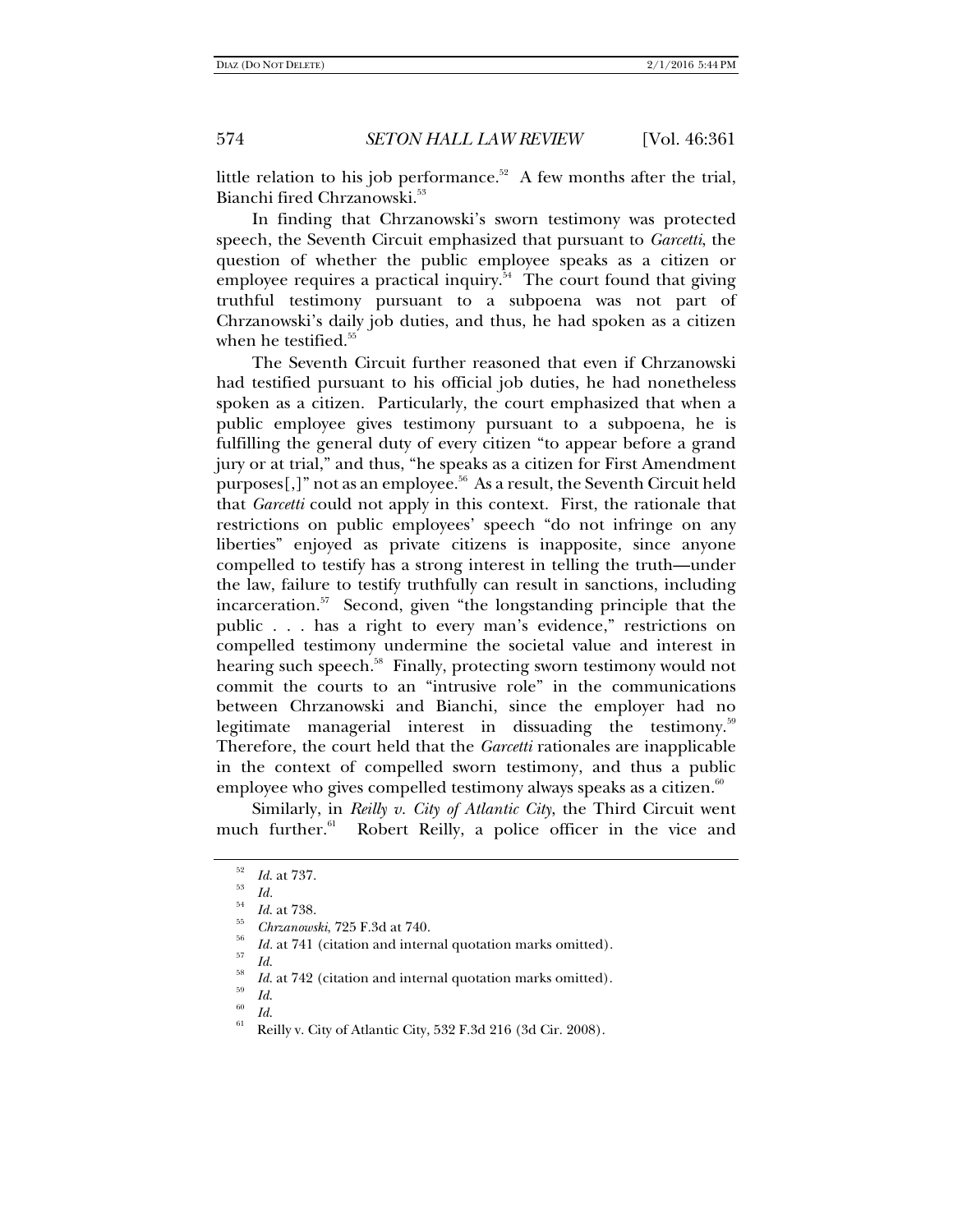little relation to his job performance.[52] A few months after the trial, Bianchi fired Chrzanowski.[53]

In finding that Chrzanowski's sworn testimony was protected speech, the Seventh Circuit emphasized that pursuant to *Garcetti*, the question of whether the public employee speaks as a citizen or employee requires a practical inquiry.[54] The court found that giving truthful testimony pursuant to a subpoena was not part of Chrzanowski's daily job duties, and thus, he had spoken as a citizen when he testified.[55]

The Seventh Circuit further reasoned that even if Chrzanowski had testified pursuant to his official job duties, he had nonetheless spoken as a citizen. Particularly, the court emphasized that when a public employee gives testimony pursuant to a subpoena, he is fulfilling the general duty of every citizen "to appear before a grand jury or at trial," and thus, "he speaks as a citizen for First Amendment purposes[,]" not as an employee.[56] As a result, the Seventh Circuit held that *Garcetti* could not apply in this context. First, the rationale that restrictions on public employees' speech "do not infringe on any liberties" enjoyed as private citizens is inapposite, since anyone compelled to testify has a strong interest in telling the truth—under the law, failure to testify truthfully can result in sanctions, including incarceration.[57] Second, given "the longstanding principle that the public . . . has a right to every man's evidence," restrictions on compelled testimony undermine the societal value and interest in hearing such speech.[58] Finally, protecting sworn testimony would not commit the courts to an "intrusive role" in the communications between Chrzanowski and Bianchi, since the employer had no legitimate managerial interest in dissuading the testimony.[59] Therefore, the court held that the *Garcetti* rationales are inapplicable in the context of compelled sworn testimony, and thus a public employee who gives compelled testimony always speaks as a citizen.[60]

Similarly, in *Reilly v. City of Atlantic City*, the Third Circuit went much further.[61] Robert Reilly, a police officer in the vice and

---

[52] *Id.* at 737.

[53] *Id.*

[54] *Id.* at 738.

[55] *Chrzanowski*, 725 F.3d at 740.

[56] *Id.* at 741 (citation and internal quotation marks omitted).

[57] *Id.*

[58] *Id.* at 742 (citation and internal quotation marks omitted).

[59] *Id.*

[60] *Id.*

[61] Reilly v. City of Atlantic City, 532 F.3d 216 (3d Cir. 2008).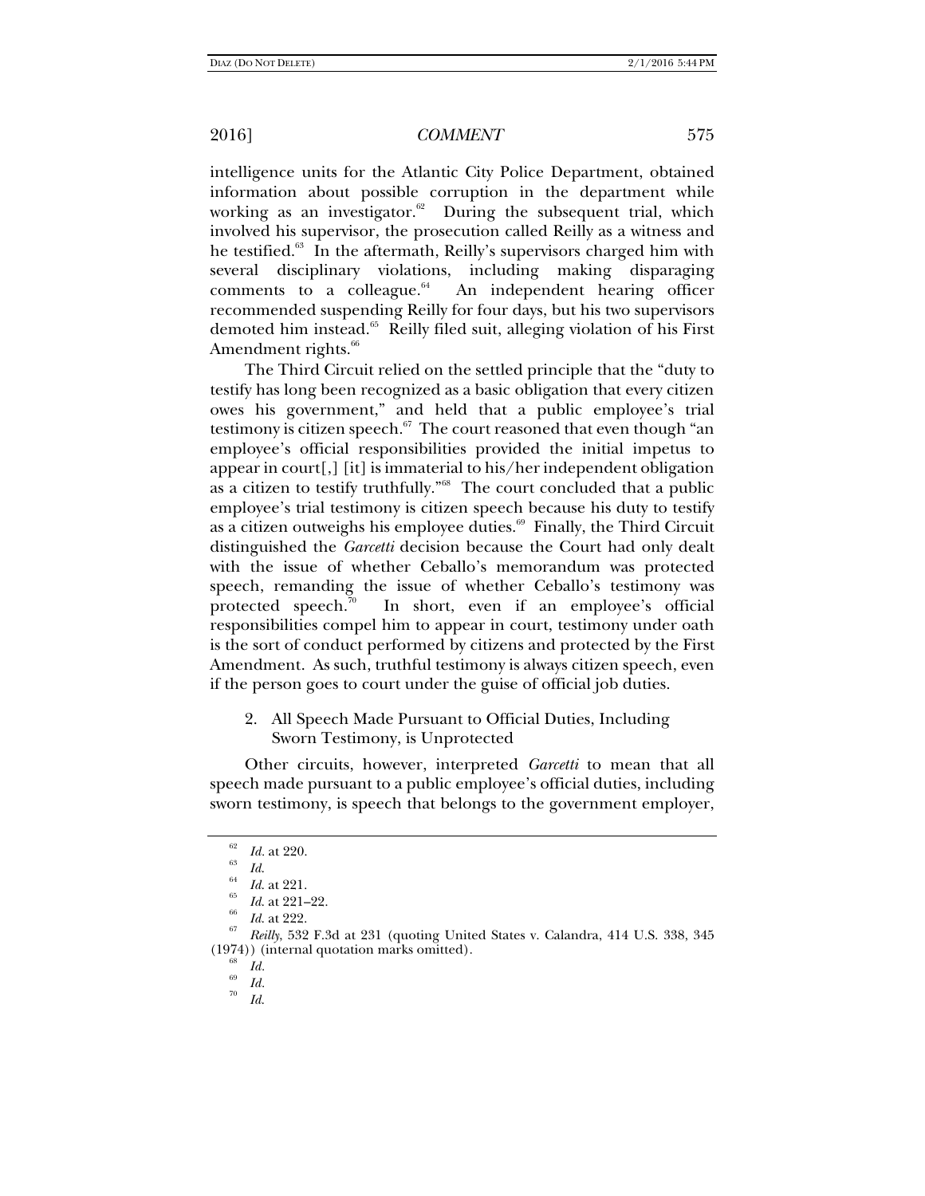intelligence units for the Atlantic City Police Department, obtained information about possible corruption in the department while working as an investigator.[62] During the subsequent trial, which involved his supervisor, the prosecution called Reilly as a witness and he testified.[63] In the aftermath, Reilly's supervisors charged him with several disciplinary violations, including making disparaging comments to a colleague.[64] An independent hearing officer recommended suspending Reilly for four days, but his two supervisors demoted him instead.[65] Reilly filed suit, alleging violation of his First Amendment rights.[66]

The Third Circuit relied on the settled principle that the "duty to testify has long been recognized as a basic obligation that every citizen owes his government," and held that a public employee's trial testimony is citizen speech.[67] The court reasoned that even though "an employee's official responsibilities provided the initial impetus to appear in court[,] [it] is immaterial to his/her independent obligation as a citizen to testify truthfully."[68] The court concluded that a public employee's trial testimony is citizen speech because his duty to testify as a citizen outweighs his employee duties.[69] Finally, the Third Circuit distinguished the *Garcetti* decision because the Court had only dealt with the issue of whether Ceballo's memorandum was protected speech, remanding the issue of whether Ceballo's testimony was protected speech.[70] In short, even if an employee's official responsibilities compel him to appear in court, testimony under oath is the sort of conduct performed by citizens and protected by the First Amendment. As such, truthful testimony is always citizen speech, even if the person goes to court under the guise of official job duties.

2. All Speech Made Pursuant to Official Duties, Including Sworn Testimony, is Unprotected

Other circuits, however, interpreted *Garcetti* to mean that all speech made pursuant to a public employee's official duties, including sworn testimony, is speech that belongs to the government employer,

---

[62] *Id.* at 220.

[63] *Id.*

[64] *Id.* at 221.

[65] *Id.* at 221–22.

[66] *Id.* at 222.

[67] *Reilly*, 532 F.3d at 231 (quoting United States v. Calandra, 414 U.S. 338, 345 (1974)) (internal quotation marks omitted).

[68] *Id.*

[69] *Id.*

[70] *Id.*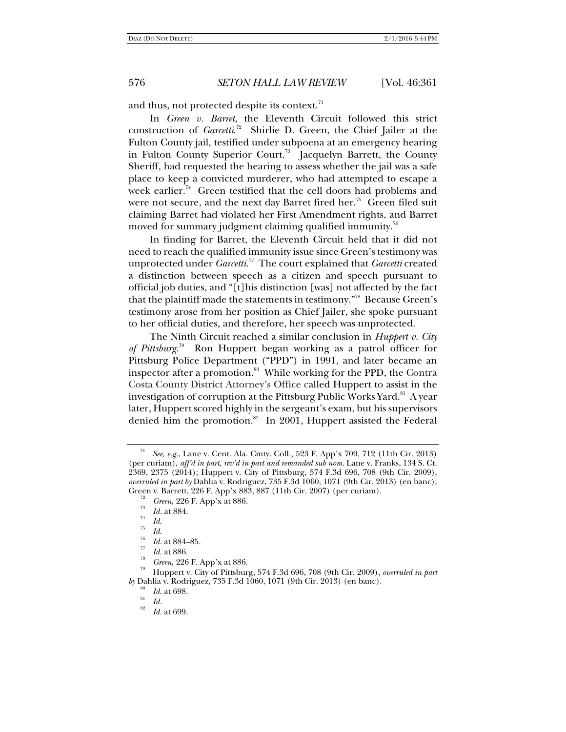and thus, not protected despite its context.[71]

In *Green v. Barret*, the Eleventh Circuit followed this strict construction of *Garcetti*.[72] Shirlie D. Green, the Chief Jailer at the Fulton County jail, testified under subpoena at an emergency hearing in Fulton County Superior Court.[73] Jacquelyn Barrett, the County Sheriff, had requested the hearing to assess whether the jail was a safe place to keep a convicted murderer, who had attempted to escape a week earlier.[74] Green testified that the cell doors had problems and were not secure, and the next day Barret fired her.[75] Green filed suit claiming Barret had violated her First Amendment rights, and Barret moved for summary judgment claiming qualified immunity.[76]

In finding for Barret, the Eleventh Circuit held that it did not need to reach the qualified immunity issue since Green's testimony was unprotected under *Garcetti*.[77] The court explained that *Garcetti* created a distinction between speech as a citizen and speech pursuant to official job duties, and "[t]his distinction [was] not affected by the fact that the plaintiff made the statements in testimony."[78] Because Green's testimony arose from her position as Chief Jailer, she spoke pursuant to her official duties, and therefore, her speech was unprotected.

The Ninth Circuit reached a similar conclusion in *Huppert v. City of Pittsburg*.[79] Ron Huppert began working as a patrol officer for Pittsburg Police Department ("PPD") in 1991, and later became an inspector after a promotion.[80] While working for the PPD, the Contra Costa County District Attorney's Office called Huppert to assist in the investigation of corruption at the Pittsburg Public Works Yard.[81] A year later, Huppert scored highly in the sergeant's exam, but his supervisors denied him the promotion.[82] In 2001, Huppert assisted the Federal

---

[71] *See, e.g.*, Lane v. Cent. Ala. Cmty. Coll., 523 F. App'x 709, 712 (11th Cir. 2013) (per curiam), *aff'd in part, rev'd in part and remanded sub nom.* Lane v. Franks, 134 S. Ct. 2369, 2375 (2014); Huppert v. City of Pittsburg, 574 F.3d 696, 708 (9th Cir. 2009), *overruled in part by* Dahlia v. Rodriguez, 735 F.3d 1060, 1071 (9th Cir. 2013) (en banc); Green v. Barrett, 226 F. App'x 883, 887 (11th Cir. 2007) (per curiam).

[72] *Green*, 226 F. App'x at 886.

[73] *Id.* at 884.

[74] *Id.*

[75] *Id.*

[76] *Id.* at 884–85.

[77] *Id.* at 886.

[78] *Green*, 226 F. App'x at 886.

[79] Huppert v. City of Pittsburg, 574 F.3d 696, 708 (9th Cir. 2009), *overruled in part by* Dahlia v. Rodriguez, 735 F.3d 1060, 1071 (9th Cir. 2013) (en banc).

[80] *Id.* at 698.

[81] *Id.*

[82] *Id.* at 699.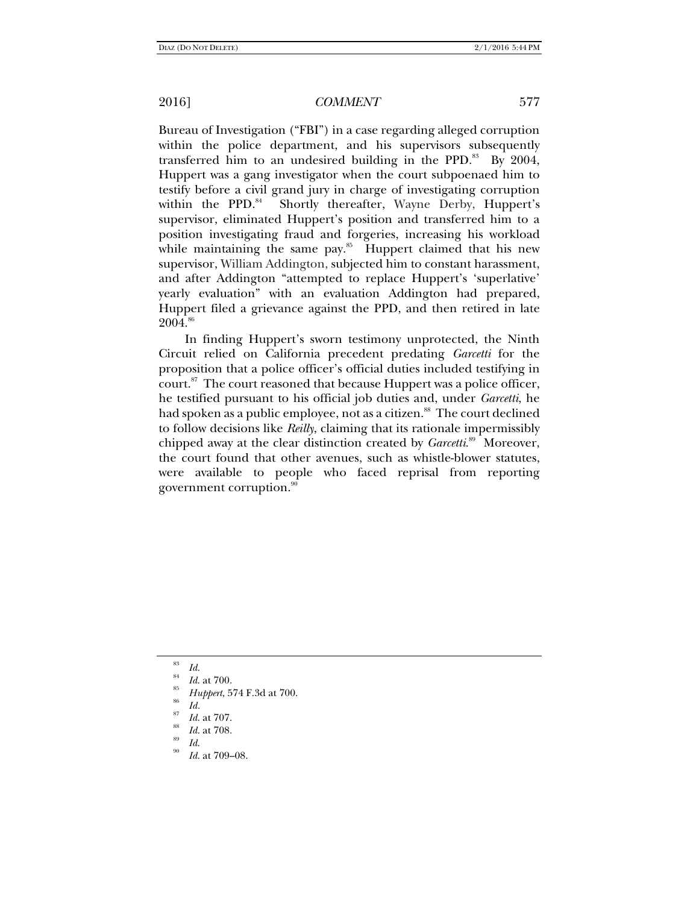Bureau of Investigation ("FBI") in a case regarding alleged corruption within the police department, and his supervisors subsequently transferred him to an undesired building in the PPD.[83] By 2004, Huppert was a gang investigator when the court subpoenaed him to testify before a civil grand jury in charge of investigating corruption within the PPD.[84] Shortly thereafter, Wayne Derby, Huppert's supervisor, eliminated Huppert's position and transferred him to a position investigating fraud and forgeries, increasing his workload while maintaining the same pay.[85] Huppert claimed that his new supervisor, William Addington, subjected him to constant harassment, and after Addington "attempted to replace Huppert's 'superlative' yearly evaluation" with an evaluation Addington had prepared, Huppert filed a grievance against the PPD, and then retired in late 2004.[86]

In finding Huppert's sworn testimony unprotected, the Ninth Circuit relied on California precedent predating *Garcetti* for the proposition that a police officer's official duties included testifying in court.[87] The court reasoned that because Huppert was a police officer, he testified pursuant to his official job duties and, under *Garcetti*, he had spoken as a public employee, not as a citizen.[88] The court declined to follow decisions like *Reilly*, claiming that its rationale impermissibly chipped away at the clear distinction created by *Garcetti*.[89] Moreover, the court found that other avenues, such as whistle-blower statutes, were available to people who faced reprisal from reporting government corruption.[90]

---

[83] *Id.*

[84] *Id.* at 700.

[85] *Huppert*, 574 F.3d at 700.

[86] *Id.*

[87] *Id.* at 707.

[88] *Id.* at 708.

[89] *Id.*

[90] *Id.* at 709–08.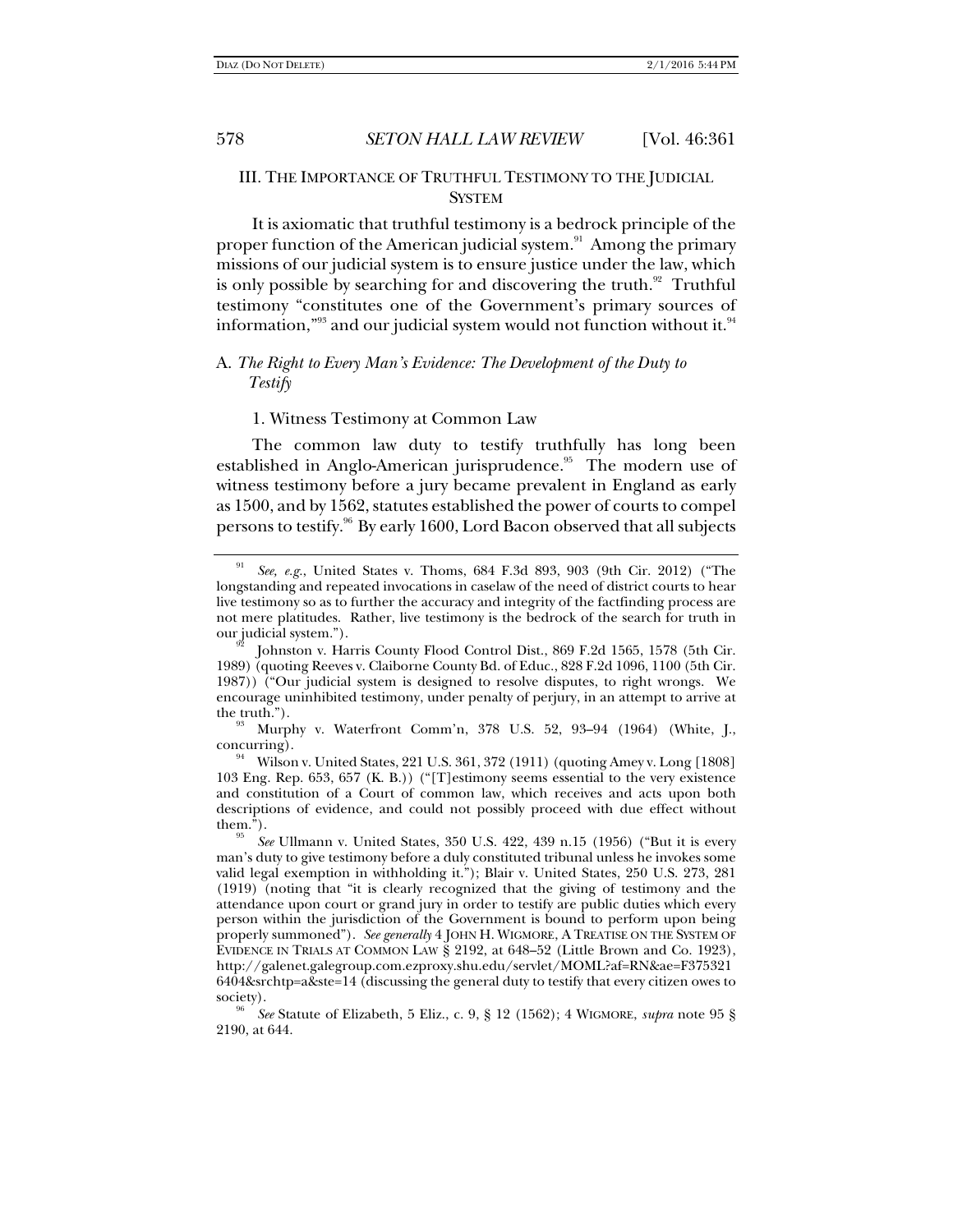## III. THE IMPORTANCE OF TRUTHFUL TESTIMONY TO THE JUDICIAL SYSTEM

It is axiomatic that truthful testimony is a bedrock principle of the proper function of the American judicial system.[91] Among the primary missions of our judicial system is to ensure justice under the law, which is only possible by searching for and discovering the truth.[92] Truthful testimony "constitutes one of the Government's primary sources of information,"[93] and our judicial system would not function without it.[94]

### A. *The Right to Every Man's Evidence: The Development of the Duty to Testify*

#### 1. Witness Testimony at Common Law

The common law duty to testify truthfully has long been established in Anglo-American jurisprudence.[95] The modern use of witness testimony before a jury became prevalent in England as early as 1500, and by 1562, statutes established the power of courts to compel persons to testify.[96] By early 1600, Lord Bacon observed that all subjects

---

[91] *See, e.g.*, United States v. Thoms, 684 F.3d 893, 903 (9th Cir. 2012) ("The longstanding and repeated invocations in caselaw of the need of district courts to hear live testimony so as to further the accuracy and integrity of the factfinding process are not mere platitudes. Rather, live testimony is the bedrock of the search for truth in our judicial system.").

[92] Johnston v. Harris County Flood Control Dist., 869 F.2d 1565, 1578 (5th Cir. 1989) (quoting Reeves v. Claiborne County Bd. of Educ., 828 F.2d 1096, 1100 (5th Cir. 1987)) ("Our judicial system is designed to resolve disputes, to right wrongs. We encourage uninhibited testimony, under penalty of perjury, in an attempt to arrive at the truth.").

[93] Murphy v. Waterfront Comm'n, 378 U.S. 52, 93–94 (1964) (White, J., concurring).

[94] Wilson v. United States, 221 U.S. 361, 372 (1911) (quoting Amey v. Long [1808] 103 Eng. Rep. 653, 657 (K. B.)) ("[T]estimony seems essential to the very existence and constitution of a Court of common law, which receives and acts upon both descriptions of evidence, and could not possibly proceed with due effect without them.").

[95] *See* Ullmann v. United States, 350 U.S. 422, 439 n.15 (1956) ("But it is every man's duty to give testimony before a duly constituted tribunal unless he invokes some valid legal exemption in withholding it."); Blair v. United States, 250 U.S. 273, 281 (1919) (noting that "it is clearly recognized that the giving of testimony and the attendance upon court or grand jury in order to testify are public duties which every person within the jurisdiction of the Government is bound to perform upon being properly summoned"). *See generally* 4 JOHN H. WIGMORE, A TREATISE ON THE SYSTEM OF EVIDENCE IN TRIALS AT COMMON LAW § 2192, at 648–52 (Little Brown and Co. 1923), http://galenet.galegroup.com.ezproxy.shu.edu/servlet/MOML?af=RN&ae=F3753216404&srchtp=a&ste=14 (discussing the general duty to testify that every citizen owes to society).

[96] *See* Statute of Elizabeth, 5 Eliz., c. 9, § 12 (1562); 4 WIGMORE, *supra* note 95 § 2190, at 644.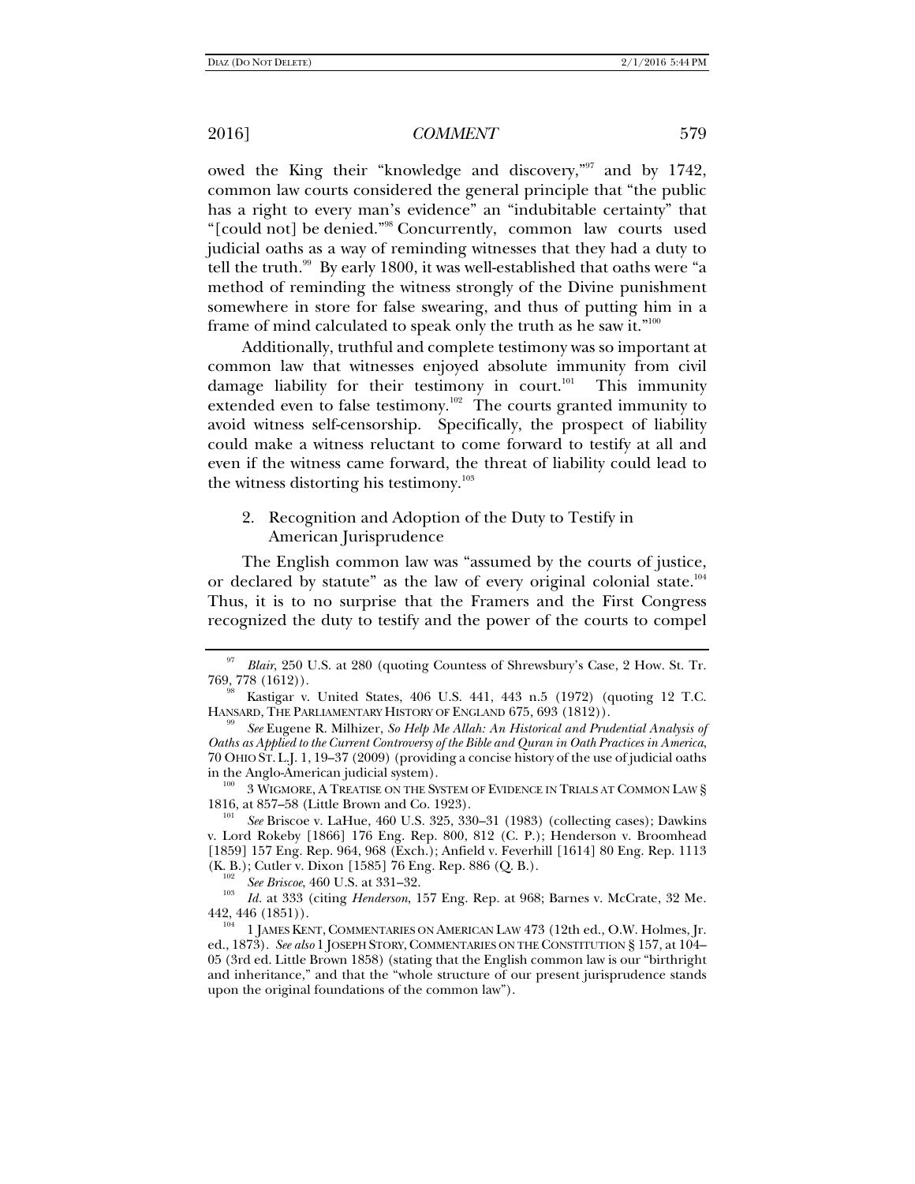owed the King their "knowledge and discovery,"[97] and by 1742, common law courts considered the general principle that "the public has a right to every man's evidence" an "indubitable certainty" that "[could not] be denied."[98] Concurrently, common law courts used judicial oaths as a way of reminding witnesses that they had a duty to tell the truth.[99] By early 1800, it was well-established that oaths were "a method of reminding the witness strongly of the Divine punishment somewhere in store for false swearing, and thus of putting him in a frame of mind calculated to speak only the truth as he saw it."[100]

Additionally, truthful and complete testimony was so important at common law that witnesses enjoyed absolute immunity from civil damage liability for their testimony in court.[101] This immunity extended even to false testimony.[102] The courts granted immunity to avoid witness self-censorship. Specifically, the prospect of liability could make a witness reluctant to come forward to testify at all and even if the witness came forward, the threat of liability could lead to the witness distorting his testimony.[103]

### 2. Recognition and Adoption of the Duty to Testify in American Jurisprudence

The English common law was "assumed by the courts of justice, or declared by statute" as the law of every original colonial state.[104] Thus, it is to no surprise that the Framers and the First Congress recognized the duty to testify and the power of the courts to compel

---

[97] *Blair*, 250 U.S. at 280 (quoting Countess of Shrewsbury's Case, 2 How. St. Tr. 769, 778 (1612)).

[98] Kastigar v. United States, 406 U.S. 441, 443 n.5 (1972) (quoting 12 T.C. HANSARD, THE PARLIAMENTARY HISTORY OF ENGLAND 675, 693 (1812)).

[99] *See* Eugene R. Milhizer, *So Help Me Allah: An Historical and Prudential Analysis of Oaths as Applied to the Current Controversy of the Bible and Quran in Oath Practices in America*, 70 OHIO ST. L.J. 1, 19–37 (2009) (providing a concise history of the use of judicial oaths in the Anglo-American judicial system).

[100] 3 WIGMORE, A TREATISE ON THE SYSTEM OF EVIDENCE IN TRIALS AT COMMON LAW § 1816, at 857–58 (Little Brown and Co. 1923).

[101] *See* Briscoe v. LaHue, 460 U.S. 325, 330–31 (1983) (collecting cases); Dawkins v. Lord Rokeby [1866] 176 Eng. Rep. 800, 812 (C. P.); Henderson v. Broomhead [1859] 157 Eng. Rep. 964, 968 (Exch.); Anfield v. Feverhill [1614] 80 Eng. Rep. 1113 (K. B.); Cutler v. Dixon [1585] 76 Eng. Rep. 886 (Q. B.).

[102] *See Briscoe*, 460 U.S. at 331–32.

[103] *Id.* at 333 (citing *Henderson*, 157 Eng. Rep. at 968; Barnes v. McCrate, 32 Me. 442, 446 (1851)).

[104] 1 JAMES KENT, COMMENTARIES ON AMERICAN LAW 473 (12th ed., O.W. Holmes, Jr. ed., 1873). *See also* 1 JOSEPH STORY, COMMENTARIES ON THE CONSTITUTION § 157, at 104–05 (3rd ed. Little Brown 1858) (stating that the English common law is our "birthright and inheritance," and that the "whole structure of our present jurisprudence stands upon the original foundations of the common law").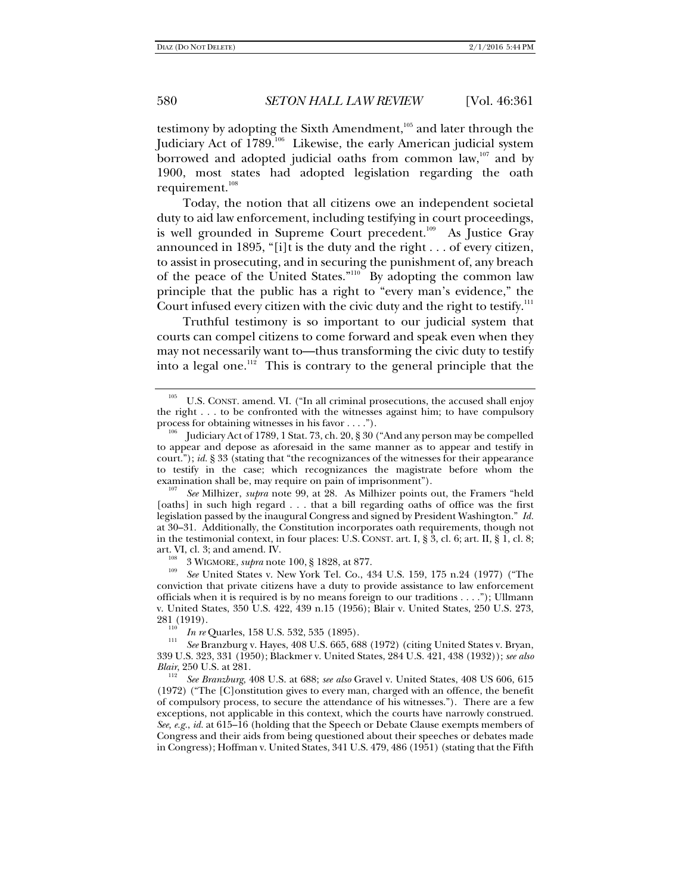testimony by adopting the Sixth Amendment,[105] and later through the Judiciary Act of 1789.[106] Likewise, the early American judicial system borrowed and adopted judicial oaths from common law,[107] and by 1900, most states had adopted legislation regarding the oath requirement.[108]

Today, the notion that all citizens owe an independent societal duty to aid law enforcement, including testifying in court proceedings, is well grounded in Supreme Court precedent.[109] As Justice Gray announced in 1895, "[i]t is the duty and the right . . . of every citizen, to assist in prosecuting, and in securing the punishment of, any breach of the peace of the United States."[110] By adopting the common law principle that the public has a right to "every man's evidence," the Court infused every citizen with the civic duty and the right to testify.[111]

Truthful testimony is so important to our judicial system that courts can compel citizens to come forward and speak even when they may not necessarily want to—thus transforming the civic duty to testify into a legal one.[112] This is contrary to the general principle that the

---

[105] U.S. CONST. amend. VI. ("In all criminal prosecutions, the accused shall enjoy the right . . . to be confronted with the witnesses against him; to have compulsory process for obtaining witnesses in his favor . . . .").

[106] Judiciary Act of 1789, 1 Stat. 73, ch. 20, § 30 ("And any person may be compelled to appear and depose as aforesaid in the same manner as to appear and testify in court."); *id.* § 33 (stating that "the recognizances of the witnesses for their appearance to testify in the case; which recognizances the magistrate before whom the examination shall be, may require on pain of imprisonment").

[107] *See* Milhizer, *supra* note 99, at 28. As Milhizer points out, the Framers "held [oaths] in such high regard . . . that a bill regarding oaths of office was the first legislation passed by the inaugural Congress and signed by President Washington." *Id.* at 30–31. Additionally, the Constitution incorporates oath requirements, though not in the testimonial context, in four places: U.S. CONST. art. I, § 3, cl. 6; art. II, § 1, cl. 8; art. VI, cl. 3; and amend. IV.

[108] 3 WIGMORE, *supra* note 100, § 1828, at 877.

[109] *See* United States v. New York Tel. Co., 434 U.S. 159, 175 n.24 (1977) ("The conviction that private citizens have a duty to provide assistance to law enforcement officials when it is required is by no means foreign to our traditions . . . ."); Ullmann v. United States, 350 U.S. 422, 439 n.15 (1956); Blair v. United States, 250 U.S. 273, 281 (1919).

[110] *In re* Quarles, 158 U.S. 532, 535 (1895).

[111] *See* Branzburg v. Hayes, 408 U.S. 665, 688 (1972) (citing United States v. Bryan, 339 U.S. 323, 331 (1950); Blackmer v. United States, 284 U.S. 421, 438 (1932)); *see also Blair*, 250 U.S. at 281.

[112] *See Branzburg*, 408 U.S. at 688; *see also* Gravel v. United States, 408 US 606, 615 (1972) ("The [C]onstitution gives to every man, charged with an offence, the benefit of compulsory process, to secure the attendance of his witnesses."). There are a few exceptions, not applicable in this context, which the courts have narrowly construed. *See, e.g.*, *id.* at 615–16 (holding that the Speech or Debate Clause exempts members of Congress and their aids from being questioned about their speeches or debates made in Congress); Hoffman v. United States, 341 U.S. 479, 486 (1951) (stating that the Fifth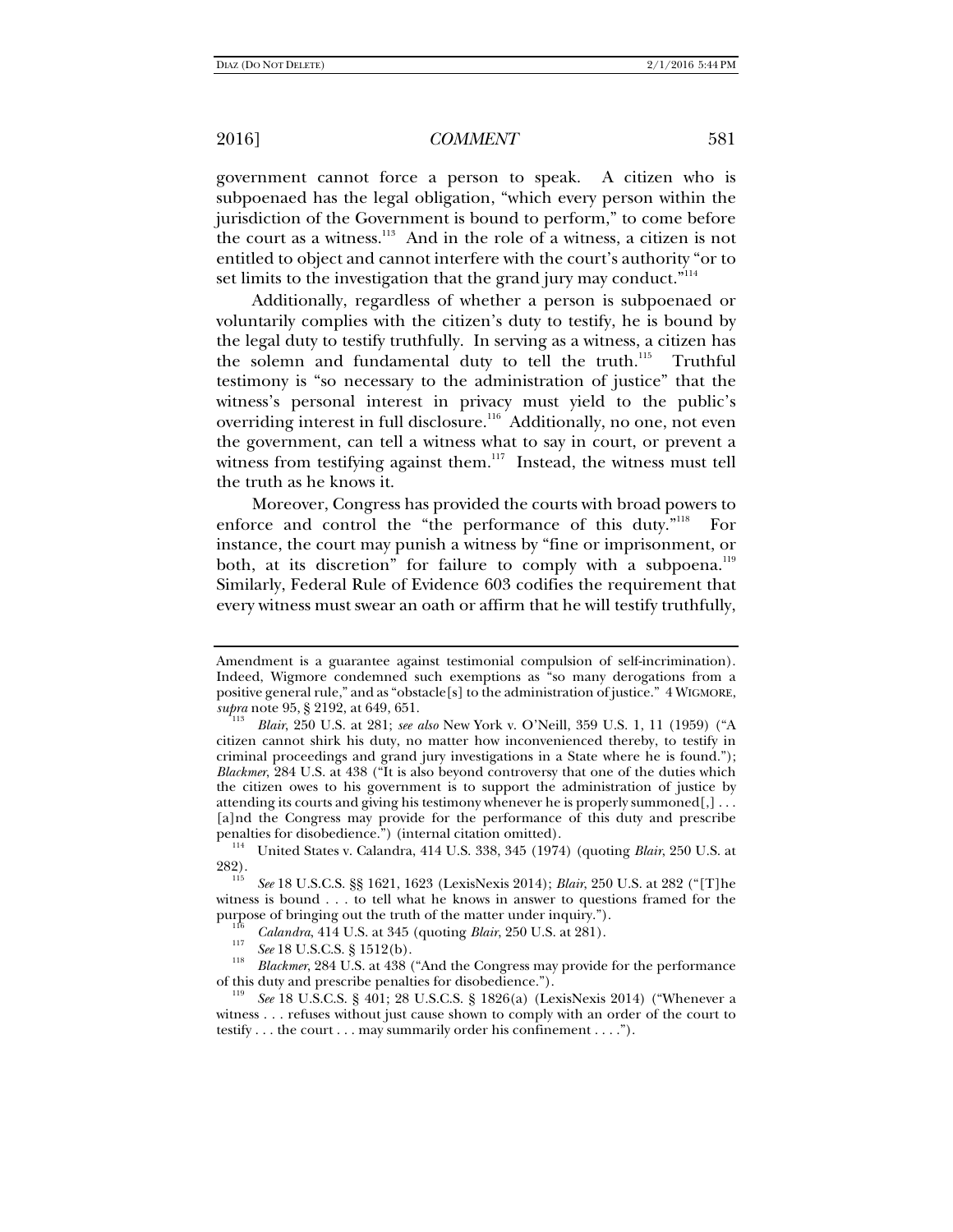government cannot force a person to speak. A citizen who is subpoenaed has the legal obligation, "which every person within the jurisdiction of the Government is bound to perform," to come before the court as a witness.[113] And in the role of a witness, a citizen is not entitled to object and cannot interfere with the court's authority "or to set limits to the investigation that the grand jury may conduct."[114]

Additionally, regardless of whether a person is subpoenaed or voluntarily complies with the citizen's duty to testify, he is bound by the legal duty to testify truthfully. In serving as a witness, a citizen has the solemn and fundamental duty to tell the truth.[115] Truthful testimony is "so necessary to the administration of justice" that the witness's personal interest in privacy must yield to the public's overriding interest in full disclosure.[116] Additionally, no one, not even the government, can tell a witness what to say in court, or prevent a witness from testifying against them.[117] Instead, the witness must tell the truth as he knows it.

Moreover, Congress has provided the courts with broad powers to enforce and control the "the performance of this duty."[118] For instance, the court may punish a witness by "fine or imprisonment, or both, at its discretion" for failure to comply with a subpoena.[119] Similarly, Federal Rule of Evidence 603 codifies the requirement that every witness must swear an oath or affirm that he will testify truthfully,

---

Amendment is a guarantee against testimonial compulsion of self-incrimination). Indeed, Wigmore condemned such exemptions as "so many derogations from a positive general rule," and as "obstacle[s] to the administration of justice." 4 WIGMORE, *supra* note 95, § 2192, at 649, 651.

[113] *Blair*, 250 U.S. at 281; *see also* New York v. O'Neill, 359 U.S. 1, 11 (1959) ("A citizen cannot shirk his duty, no matter how inconvenienced thereby, to testify in criminal proceedings and grand jury investigations in a State where he is found."); *Blackmer*, 284 U.S. at 438 ("It is also beyond controversy that one of the duties which the citizen owes to his government is to support the administration of justice by attending its courts and giving his testimony whenever he is properly summoned[,] . . . [a]nd the Congress may provide for the performance of this duty and prescribe penalties for disobedience.") (internal citation omitted).

[114] United States v. Calandra, 414 U.S. 338, 345 (1974) (quoting *Blair*, 250 U.S. at 282).

[115] *See* 18 U.S.C.S. §§ 1621, 1623 (LexisNexis 2014); *Blair*, 250 U.S. at 282 ("[T]he witness is bound . . . to tell what he knows in answer to questions framed for the purpose of bringing out the truth of the matter under inquiry.").

[116] *Calandra*, 414 U.S. at 345 (quoting *Blair*, 250 U.S. at 281).

[117] *See* 18 U.S.C.S. § 1512(b).

[118] *Blackmer*, 284 U.S. at 438 ("And the Congress may provide for the performance of this duty and prescribe penalties for disobedience.").

[119] *See* 18 U.S.C.S. § 401; 28 U.S.C.S. § 1826(a) (LexisNexis 2014) ("Whenever a witness . . . refuses without just cause shown to comply with an order of the court to testify . . . the court . . . may summarily order his confinement . . . .").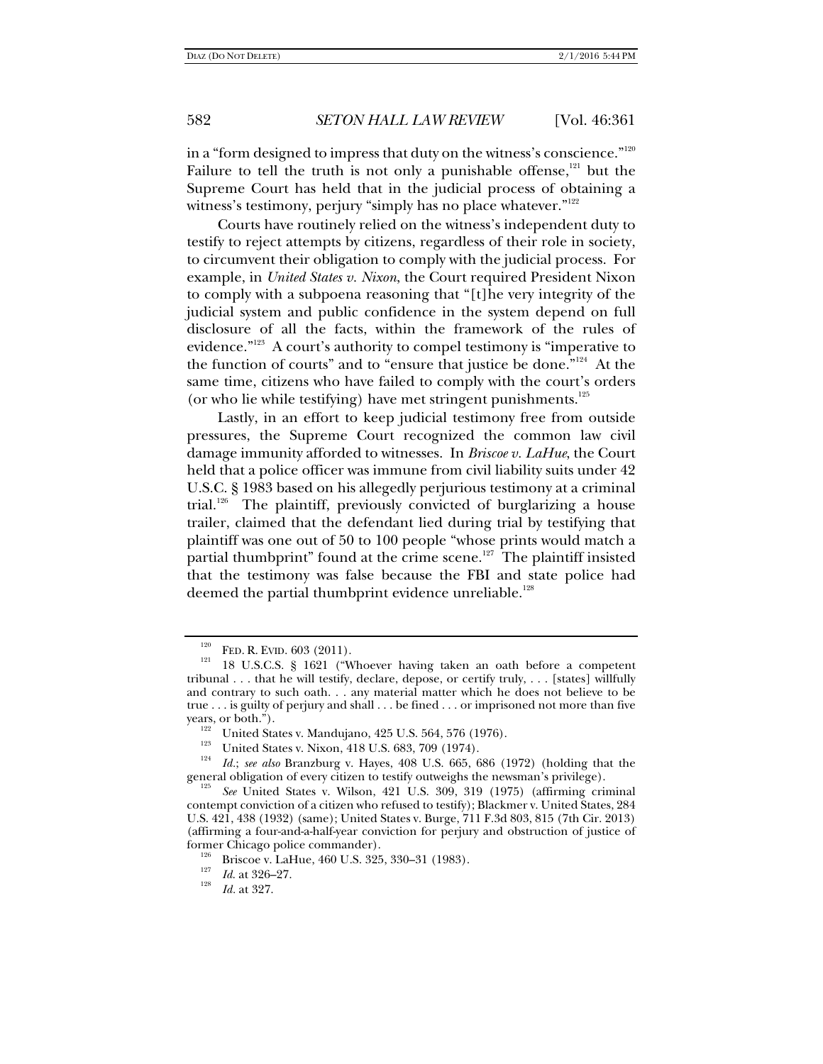in a "form designed to impress that duty on the witness's conscience."[120] Failure to tell the truth is not only a punishable offense,[121] but the Supreme Court has held that in the judicial process of obtaining a witness's testimony, perjury "simply has no place whatever."[122]

Courts have routinely relied on the witness's independent duty to testify to reject attempts by citizens, regardless of their role in society, to circumvent their obligation to comply with the judicial process. For example, in *United States v. Nixon*, the Court required President Nixon to comply with a subpoena reasoning that "[t]he very integrity of the judicial system and public confidence in the system depend on full disclosure of all the facts, within the framework of the rules of evidence."[123] A court's authority to compel testimony is "imperative to the function of courts" and to "ensure that justice be done."[124] At the same time, citizens who have failed to comply with the court's orders (or who lie while testifying) have met stringent punishments.[125]

Lastly, in an effort to keep judicial testimony free from outside pressures, the Supreme Court recognized the common law civil damage immunity afforded to witnesses. In *Briscoe v. LaHue*, the Court held that a police officer was immune from civil liability suits under 42 U.S.C. § 1983 based on his allegedly perjurious testimony at a criminal trial.[126] The plaintiff, previously convicted of burglarizing a house trailer, claimed that the defendant lied during trial by testifying that plaintiff was one out of 50 to 100 people "whose prints would match a partial thumbprint" found at the crime scene.[127] The plaintiff insisted that the testimony was false because the FBI and state police had deemed the partial thumbprint evidence unreliable.[128]

---

[120] FED. R. EVID. 603 (2011).

[121] 18 U.S.C.S. § 1621 ("Whoever having taken an oath before a competent tribunal . . . that he will testify, declare, depose, or certify truly, . . . [states] willfully and contrary to such oath. . . any material matter which he does not believe to be true . . . is guilty of perjury and shall . . . be fined . . . or imprisoned not more than five years, or both.").

[122] United States v. Mandujano, 425 U.S. 564, 576 (1976).

[123] United States v. Nixon, 418 U.S. 683, 709 (1974).

[124] *Id.*; *see also* Branzburg v. Hayes, 408 U.S. 665, 686 (1972) (holding that the general obligation of every citizen to testify outweighs the newsman's privilege).

[125] *See* United States v. Wilson, 421 U.S. 309, 319 (1975) (affirming criminal contempt conviction of a citizen who refused to testify); Blackmer v. United States, 284 U.S. 421, 438 (1932) (same); United States v. Burge, 711 F.3d 803, 815 (7th Cir. 2013) (affirming a four-and-a-half-year conviction for perjury and obstruction of justice of former Chicago police commander).

[126] Briscoe v. LaHue, 460 U.S. 325, 330–31 (1983).

[127] *Id.* at 326–27.

[128] *Id.* at 327.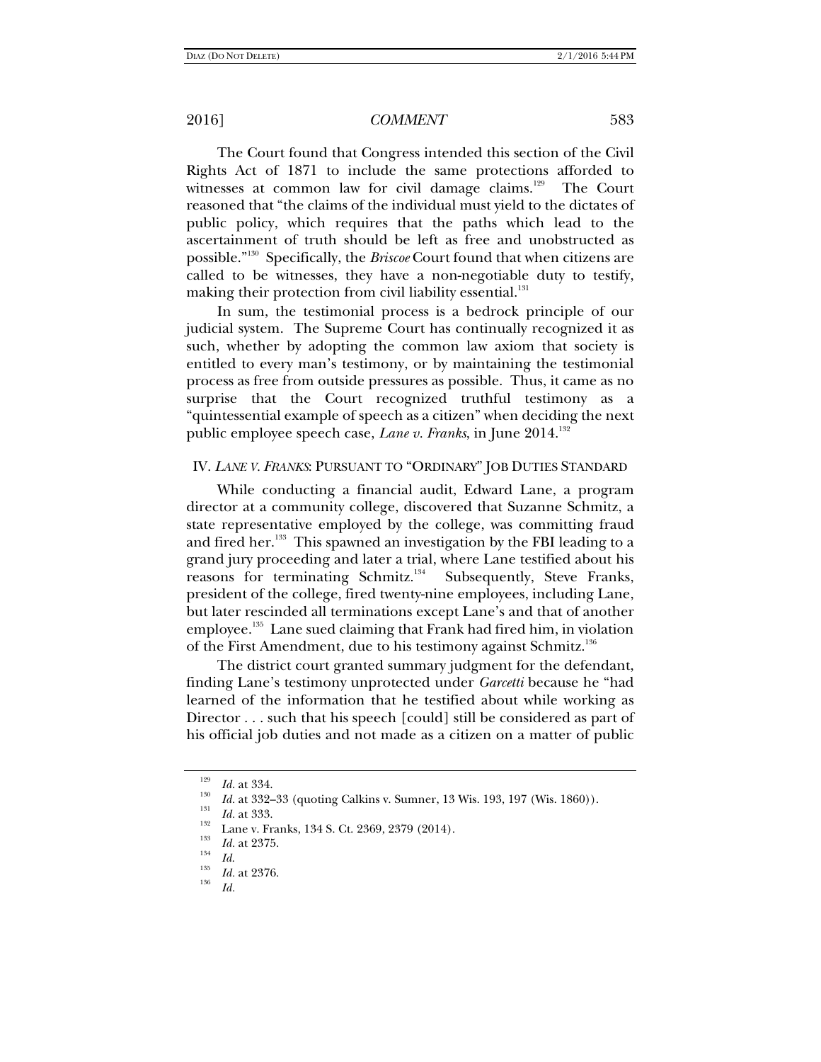The Court found that Congress intended this section of the Civil Rights Act of 1871 to include the same protections afforded to witnesses at common law for civil damage claims.[129] The Court reasoned that "the claims of the individual must yield to the dictates of public policy, which requires that the paths which lead to the ascertainment of truth should be left as free and unobstructed as possible."[130] Specifically, the *Briscoe* Court found that when citizens are called to be witnesses, they have a non-negotiable duty to testify, making their protection from civil liability essential.[131]

In sum, the testimonial process is a bedrock principle of our judicial system. The Supreme Court has continually recognized it as such, whether by adopting the common law axiom that society is entitled to every man's testimony, or by maintaining the testimonial process as free from outside pressures as possible. Thus, it came as no surprise that the Court recognized truthful testimony as a "quintessential example of speech as a citizen" when deciding the next public employee speech case, *Lane v. Franks*, in June 2014.[132]

## IV. *LANE V. FRANKS*: PURSUANT TO "ORDINARY" JOB DUTIES STANDARD

While conducting a financial audit, Edward Lane, a program director at a community college, discovered that Suzanne Schmitz, a state representative employed by the college, was committing fraud and fired her.[133] This spawned an investigation by the FBI leading to a grand jury proceeding and later a trial, where Lane testified about his reasons for terminating Schmitz.[134] Subsequently, Steve Franks, president of the college, fired twenty-nine employees, including Lane, but later rescinded all terminations except Lane's and that of another employee.[135] Lane sued claiming that Frank had fired him, in violation of the First Amendment, due to his testimony against Schmitz.[136]

The district court granted summary judgment for the defendant, finding Lane's testimony unprotected under *Garcetti* because he "had learned of the information that he testified about while working as Director . . . such that his speech [could] still be considered as part of his official job duties and not made as a citizen on a matter of public

---

[129] *Id.* at 334.

[130] *Id.* at 332–33 (quoting Calkins v. Sumner, 13 Wis. 193, 197 (Wis. 1860)).

[131] *Id.* at 333.

[132] Lane v. Franks, 134 S. Ct. 2369, 2379 (2014).

[133] *Id.* at 2375.

[134] *Id.*

[135] *Id.* at 2376.

[136] *Id.*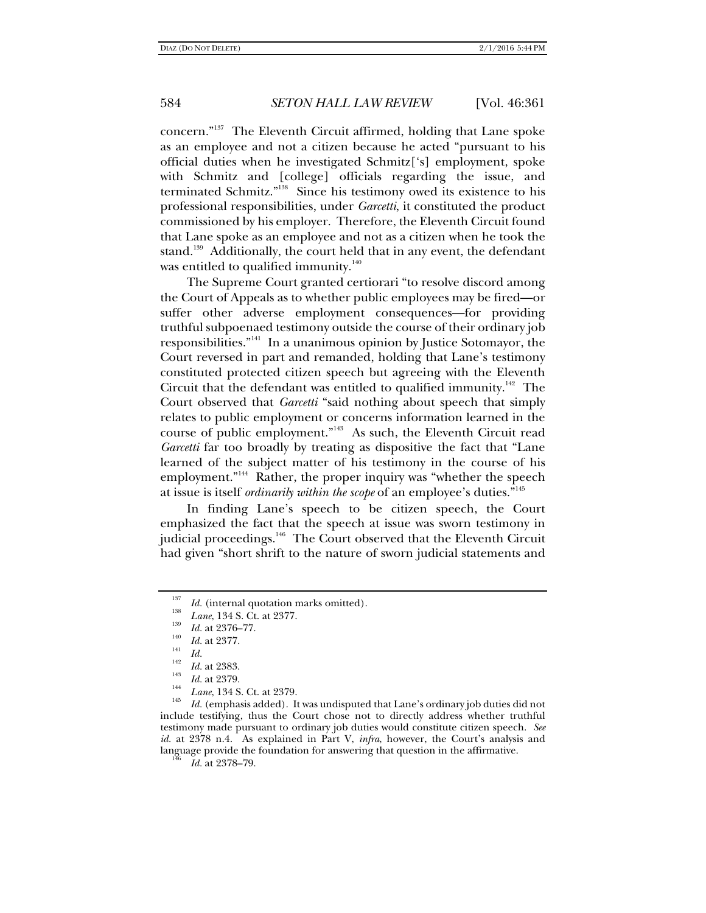concern."[137] The Eleventh Circuit affirmed, holding that Lane spoke as an employee and not a citizen because he acted "pursuant to his official duties when he investigated Schmitz['s] employment, spoke with Schmitz and [college] officials regarding the issue, and terminated Schmitz."[138] Since his testimony owed its existence to his professional responsibilities, under *Garcetti*, it constituted the product commissioned by his employer. Therefore, the Eleventh Circuit found that Lane spoke as an employee and not as a citizen when he took the stand.[139] Additionally, the court held that in any event, the defendant was entitled to qualified immunity.[140]

The Supreme Court granted certiorari "to resolve discord among the Court of Appeals as to whether public employees may be fired—or suffer other adverse employment consequences—for providing truthful subpoenaed testimony outside the course of their ordinary job responsibilities."[141] In a unanimous opinion by Justice Sotomayor, the Court reversed in part and remanded, holding that Lane's testimony constituted protected citizen speech but agreeing with the Eleventh Circuit that the defendant was entitled to qualified immunity.[142] The Court observed that *Garcetti* "said nothing about speech that simply relates to public employment or concerns information learned in the course of public employment."[143] As such, the Eleventh Circuit read *Garcetti* far too broadly by treating as dispositive the fact that "Lane learned of the subject matter of his testimony in the course of his employment."[144] Rather, the proper inquiry was "whether the speech at issue is itself *ordinarily within the scope* of an employee's duties."[145]

In finding Lane's speech to be citizen speech, the Court emphasized the fact that the speech at issue was sworn testimony in judicial proceedings.[146] The Court observed that the Eleventh Circuit had given "short shrift to the nature of sworn judicial statements and

---

[137] *Id.* (internal quotation marks omitted).

[138] *Lane*, 134 S. Ct. at 2377.

[139] *Id.* at 2376–77.

[140] *Id.* at 2377.

[141] *Id.*

[142] *Id.* at 2383.

[143] *Id.* at 2379.

[144] *Lane*, 134 S. Ct. at 2379.

[145] *Id.* (emphasis added). It was undisputed that Lane's ordinary job duties did not include testifying, thus the Court chose not to directly address whether truthful testimony made pursuant to ordinary job duties would constitute citizen speech. *See id.* at 2378 n.4. As explained in Part V, *infra*, however, the Court's analysis and language provide the foundation for answering that question in the affirmative.

[146] *Id.* at 2378–79.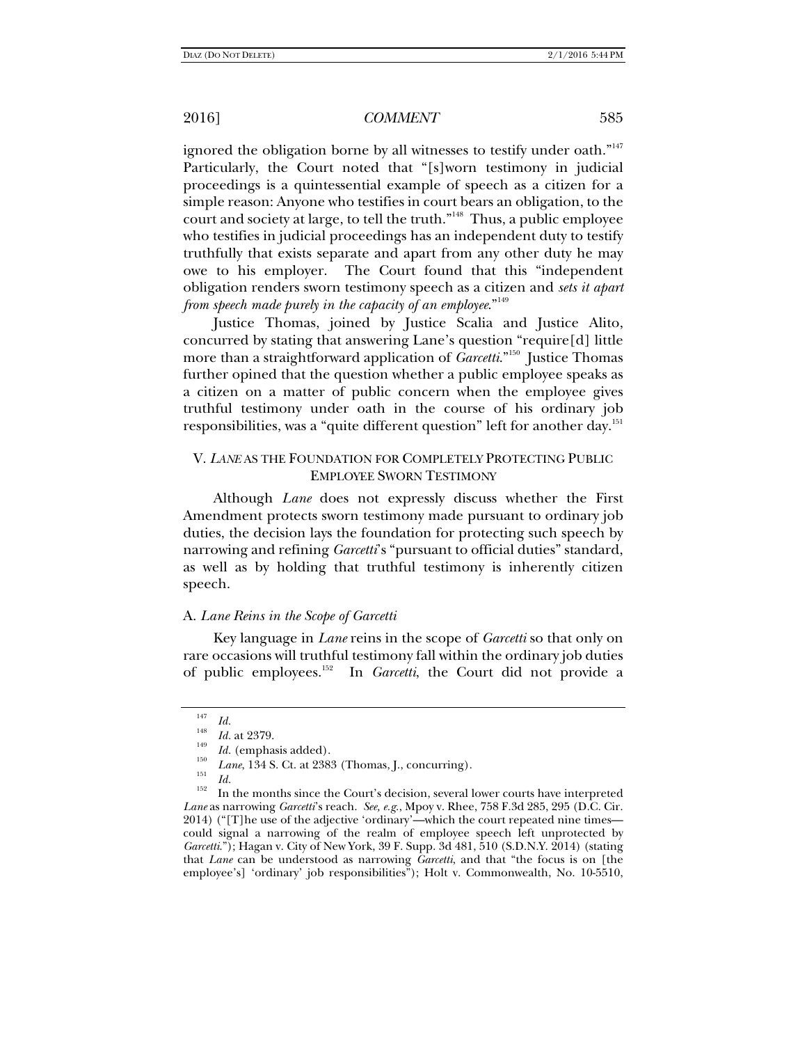ignored the obligation borne by all witnesses to testify under oath."[147] Particularly, the Court noted that "[s]worn testimony in judicial proceedings is a quintessential example of speech as a citizen for a simple reason: Anyone who testifies in court bears an obligation, to the court and society at large, to tell the truth."[148] Thus, a public employee who testifies in judicial proceedings has an independent duty to testify truthfully that exists separate and apart from any other duty he may owe to his employer. The Court found that this "independent obligation renders sworn testimony speech as a citizen and *sets it apart from speech made purely in the capacity of an employee*."[149]

Justice Thomas, joined by Justice Scalia and Justice Alito, concurred by stating that answering Lane's question "require[d] little more than a straightforward application of *Garcetti*."[150] Justice Thomas further opined that the question whether a public employee speaks as a citizen on a matter of public concern when the employee gives truthful testimony under oath in the course of his ordinary job responsibilities, was a "quite different question" left for another day.[151]

## V. *LANE* AS THE FOUNDATION FOR COMPLETELY PROTECTING PUBLIC EMPLOYEE SWORN TESTIMONY

Although *Lane* does not expressly discuss whether the First Amendment protects sworn testimony made pursuant to ordinary job duties, the decision lays the foundation for protecting such speech by narrowing and refining *Garcetti*'s "pursuant to official duties" standard, as well as by holding that truthful testimony is inherently citizen speech.

### A. *Lane Reins in the Scope of Garcetti*

Key language in *Lane* reins in the scope of *Garcetti* so that only on rare occasions will truthful testimony fall within the ordinary job duties of public employees.[152] In *Garcetti*, the Court did not provide a

---

[147] *Id.*

[148] *Id.* at 2379.

[149] *Id.* (emphasis added).

[150] *Lane*, 134 S. Ct. at 2383 (Thomas, J., concurring).

[151] *Id.*

[152] In the months since the Court's decision, several lower courts have interpreted *Lane* as narrowing *Garcetti*'s reach. *See, e.g.*, Mpoy v. Rhee, 758 F.3d 285, 295 (D.C. Cir. 2014) ("[T]he use of the adjective 'ordinary'—which the court repeated nine times—could signal a narrowing of the realm of employee speech left unprotected by *Garcetti*."); Hagan v. City of New York, 39 F. Supp. 3d 481, 510 (S.D.N.Y. 2014) (stating that *Lane* can be understood as narrowing *Garcetti*, and that "the focus is on [the employee's] 'ordinary' job responsibilities"); Holt v. Commonwealth, No. 10-5510,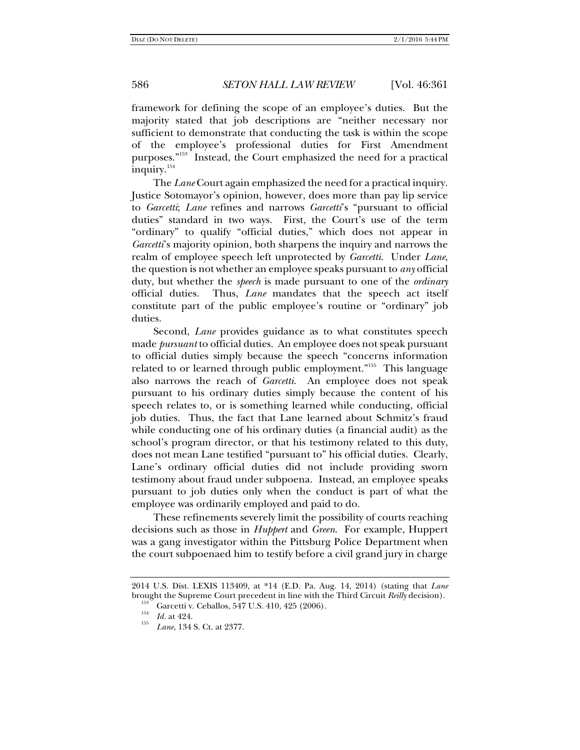framework for defining the scope of an employee's duties. But the majority stated that job descriptions are "neither necessary nor sufficient to demonstrate that conducting the task is within the scope of the employee's professional duties for First Amendment purposes."[153] Instead, the Court emphasized the need for a practical inquiry.[154]

The *Lane* Court again emphasized the need for a practical inquiry. Justice Sotomayor's opinion, however, does more than pay lip service to *Garcetti*; *Lane* refines and narrows *Garcetti*'s "pursuant to official duties" standard in two ways. First, the Court's use of the term "ordinary" to qualify "official duties," which does not appear in *Garcetti*'s majority opinion, both sharpens the inquiry and narrows the realm of employee speech left unprotected by *Garcetti*. Under *Lane*, the question is not whether an employee speaks pursuant to *any* official duty, but whether the *speech* is made pursuant to one of the *ordinary* official duties. Thus, *Lane* mandates that the speech act itself constitute part of the public employee's routine or "ordinary" job duties.

Second, *Lane* provides guidance as to what constitutes speech made *pursuant* to official duties. An employee does not speak pursuant to official duties simply because the speech "concerns information related to or learned through public employment."[155] This language also narrows the reach of *Garcetti*. An employee does not speak pursuant to his ordinary duties simply because the content of his speech relates to, or is something learned while conducting, official job duties. Thus, the fact that Lane learned about Schmitz's fraud while conducting one of his ordinary duties (a financial audit) as the school's program director, or that his testimony related to this duty, does not mean Lane testified "pursuant to" his official duties. Clearly, Lane's ordinary official duties did not include providing sworn testimony about fraud under subpoena. Instead, an employee speaks pursuant to job duties only when the conduct is part of what the employee was ordinarily employed and paid to do.

These refinements severely limit the possibility of courts reaching decisions such as those in *Huppert* and *Green*. For example, Huppert was a gang investigator within the Pittsburg Police Department when the court subpoenaed him to testify before a civil grand jury in charge

---

2014 U.S. Dist. LEXIS 113409, at *14 (E.D. Pa. Aug. 14, 2014) (stating that *Lane* brought the Supreme Court precedent in line with the Third Circuit *Reilly* decision).

[153] Garcetti v. Ceballos, 547 U.S. 410, 425 (2006).

[154] *Id.* at 424.

[155] *Lane*, 134 S. Ct. at 2377.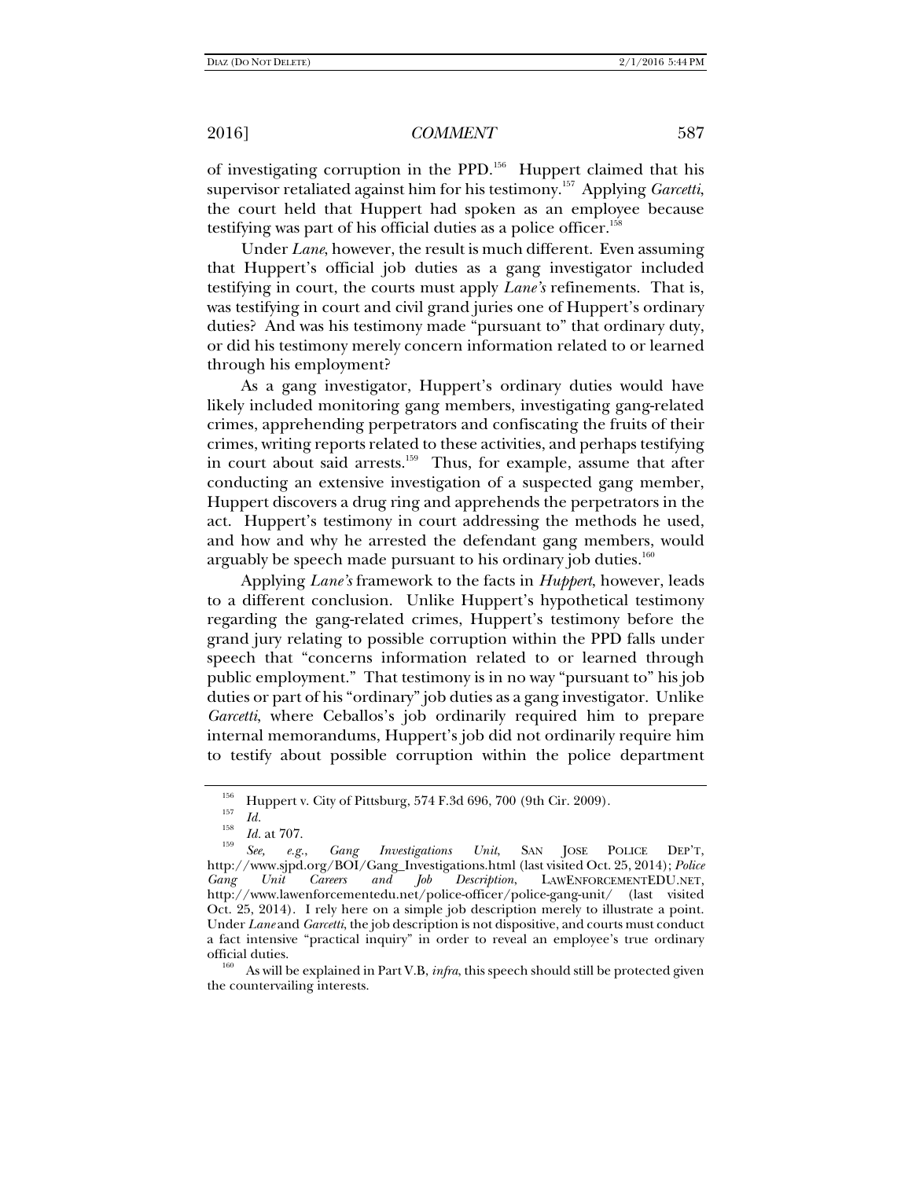of investigating corruption in the PPD.[156] Huppert claimed that his supervisor retaliated against him for his testimony.[157] Applying *Garcetti*, the court held that Huppert had spoken as an employee because testifying was part of his official duties as a police officer.[158]

Under *Lane*, however, the result is much different. Even assuming that Huppert's official job duties as a gang investigator included testifying in court, the courts must apply *Lane's* refinements. That is, was testifying in court and civil grand juries one of Huppert's ordinary duties? And was his testimony made "pursuant to" that ordinary duty, or did his testimony merely concern information related to or learned through his employment?

As a gang investigator, Huppert's ordinary duties would have likely included monitoring gang members, investigating gang-related crimes, apprehending perpetrators and confiscating the fruits of their crimes, writing reports related to these activities, and perhaps testifying in court about said arrests.[159] Thus, for example, assume that after conducting an extensive investigation of a suspected gang member, Huppert discovers a drug ring and apprehends the perpetrators in the act. Huppert's testimony in court addressing the methods he used, and how and why he arrested the defendant gang members, would arguably be speech made pursuant to his ordinary job duties.[160]

Applying *Lane's* framework to the facts in *Huppert*, however, leads to a different conclusion. Unlike Huppert's hypothetical testimony regarding the gang-related crimes, Huppert's testimony before the grand jury relating to possible corruption within the PPD falls under speech that "concerns information related to or learned through public employment." That testimony is in no way "pursuant to" his job duties or part of his "ordinary" job duties as a gang investigator. Unlike *Garcetti*, where Ceballos's job ordinarily required him to prepare internal memorandums, Huppert's job did not ordinarily require him to testify about possible corruption within the police department

---

[156] Huppert v. City of Pittsburg, 574 F.3d 696, 700 (9th Cir. 2009).

[157] *Id.*

[158] *Id.* at 707.

[159] *See, e.g.*, *Gang Investigations Unit*, SAN JOSE POLICE DEP'T, http://www.sjpd.org/BOI/Gang_Investigations.html (last visited Oct. 25, 2014); *Police Gang Unit Careers and Job Description*, LAWENFORCEMENTEDU.NET, http://www.lawenforcementedu.net/police-officer/police-gang-unit/ (last visited Oct. 25, 2014). I rely here on a simple job description merely to illustrate a point. Under *Lane* and *Garcetti*, the job description is not dispositive, and courts must conduct a fact intensive "practical inquiry" in order to reveal an employee's true ordinary official duties.

[160] As will be explained in Part V.B, *infra*, this speech should still be protected given the countervailing interests.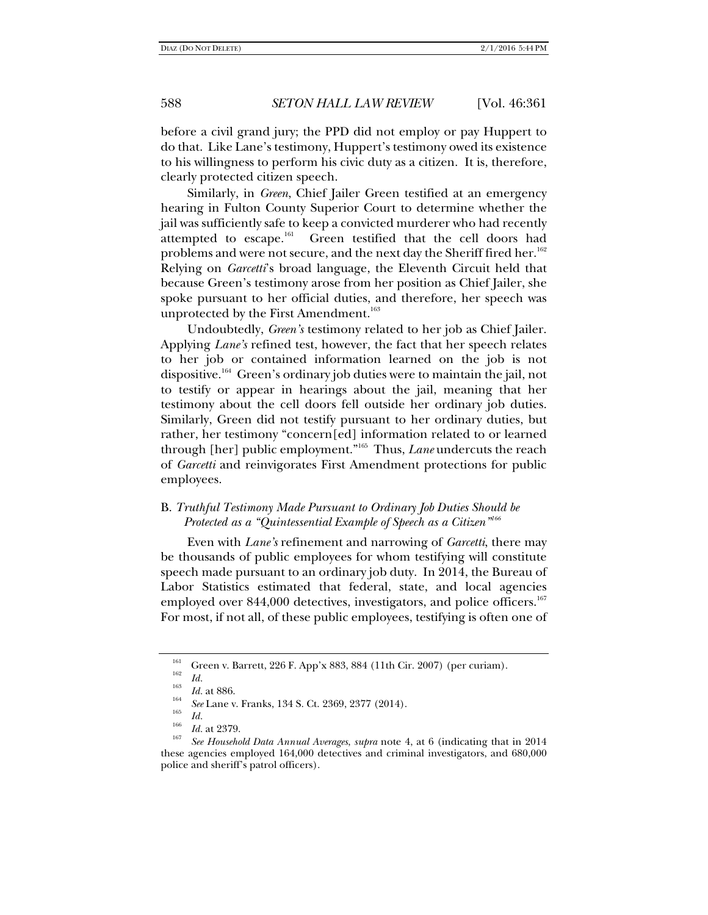before a civil grand jury; the PPD did not employ or pay Huppert to do that. Like Lane's testimony, Huppert's testimony owed its existence to his willingness to perform his civic duty as a citizen. It is, therefore, clearly protected citizen speech.

Similarly, in *Green*, Chief Jailer Green testified at an emergency hearing in Fulton County Superior Court to determine whether the jail was sufficiently safe to keep a convicted murderer who had recently attempted to escape.[161] Green testified that the cell doors had problems and were not secure, and the next day the Sheriff fired her.[162] Relying on *Garcetti*'s broad language, the Eleventh Circuit held that because Green's testimony arose from her position as Chief Jailer, she spoke pursuant to her official duties, and therefore, her speech was unprotected by the First Amendment.[163]

Undoubtedly, *Green's* testimony related to her job as Chief Jailer. Applying *Lane's* refined test, however, the fact that her speech relates to her job or contained information learned on the job is not dispositive.[164] Green's ordinary job duties were to maintain the jail, not to testify or appear in hearings about the jail, meaning that her testimony about the cell doors fell outside her ordinary job duties. Similarly, Green did not testify pursuant to her ordinary duties, but rather, her testimony "concern[ed] information related to or learned through [her] public employment."[165] Thus, *Lane* undercuts the reach of *Garcetti* and reinvigorates First Amendment protections for public employees.

## B. *Truthful Testimony Made Pursuant to Ordinary Job Duties Should be Protected as a "Quintessential Example of Speech as a Citizen"*[166]

Even with *Lane's* refinement and narrowing of *Garcetti*, there may be thousands of public employees for whom testifying will constitute speech made pursuant to an ordinary job duty. In 2014, the Bureau of Labor Statistics estimated that federal, state, and local agencies employed over 844,000 detectives, investigators, and police officers.[167] For most, if not all, of these public employees, testifying is often one of

---

[161] Green v. Barrett, 226 F. App'x 883, 884 (11th Cir. 2007) (per curiam).

[162] *Id.*

[163] *Id.* at 886.

[164] *See* Lane v. Franks, 134 S. Ct. 2369, 2377 (2014).

[165] *Id.*

[166] *Id.* at 2379.

[167] *See Household Data Annual Averages*, *supra* note 4, at 6 (indicating that in 2014 these agencies employed 164,000 detectives and criminal investigators, and 680,000 police and sheriff's patrol officers).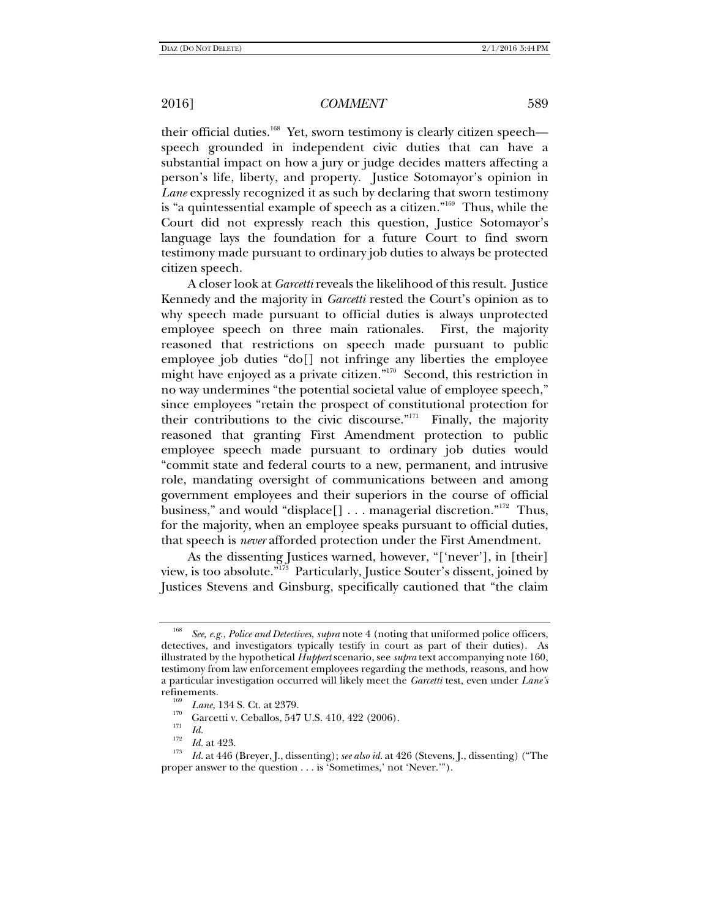their official duties.[168] Yet, sworn testimony is clearly citizen speech—speech grounded in independent civic duties that can have a substantial impact on how a jury or judge decides matters affecting a person's life, liberty, and property. Justice Sotomayor's opinion in *Lane* expressly recognized it as such by declaring that sworn testimony is "a quintessential example of speech as a citizen."[169] Thus, while the Court did not expressly reach this question, Justice Sotomayor's language lays the foundation for a future Court to find sworn testimony made pursuant to ordinary job duties to always be protected citizen speech.

A closer look at *Garcetti* reveals the likelihood of this result. Justice Kennedy and the majority in *Garcetti* rested the Court's opinion as to why speech made pursuant to official duties is always unprotected employee speech on three main rationales. First, the majority reasoned that restrictions on speech made pursuant to public employee job duties "do[] not infringe any liberties the employee might have enjoyed as a private citizen."[170] Second, this restriction in no way undermines "the potential societal value of employee speech," since employees "retain the prospect of constitutional protection for their contributions to the civic discourse."[171] Finally, the majority reasoned that granting First Amendment protection to public employee speech made pursuant to ordinary job duties would "commit state and federal courts to a new, permanent, and intrusive role, mandating oversight of communications between and among government employees and their superiors in the course of official business," and would "displace[] . . . managerial discretion."[172] Thus, for the majority, when an employee speaks pursuant to official duties, that speech is *never* afforded protection under the First Amendment.

As the dissenting Justices warned, however, "['never'], in [their] view, is too absolute."[173] Particularly, Justice Souter's dissent, joined by Justices Stevens and Ginsburg, specifically cautioned that "the claim

---

[168] *See, e.g.*, *Police and Detectives*, *supra* note 4 (noting that uniformed police officers, detectives, and investigators typically testify in court as part of their duties). As illustrated by the hypothetical *Huppert* scenario, see *supra* text accompanying note 160, testimony from law enforcement employees regarding the methods, reasons, and how a particular investigation occurred will likely meet the *Garcetti* test, even under *Lane's* refinements.

[169] *Lane*, 134 S. Ct. at 2379.

[170] Garcetti v. Ceballos, 547 U.S. 410, 422 (2006).

[171] *Id.*

[172] *Id.* at 423.

[173] *Id.* at 446 (Breyer, J., dissenting); *see also id.* at 426 (Stevens, J., dissenting) ("The proper answer to the question . . . is 'Sometimes,' not 'Never.'").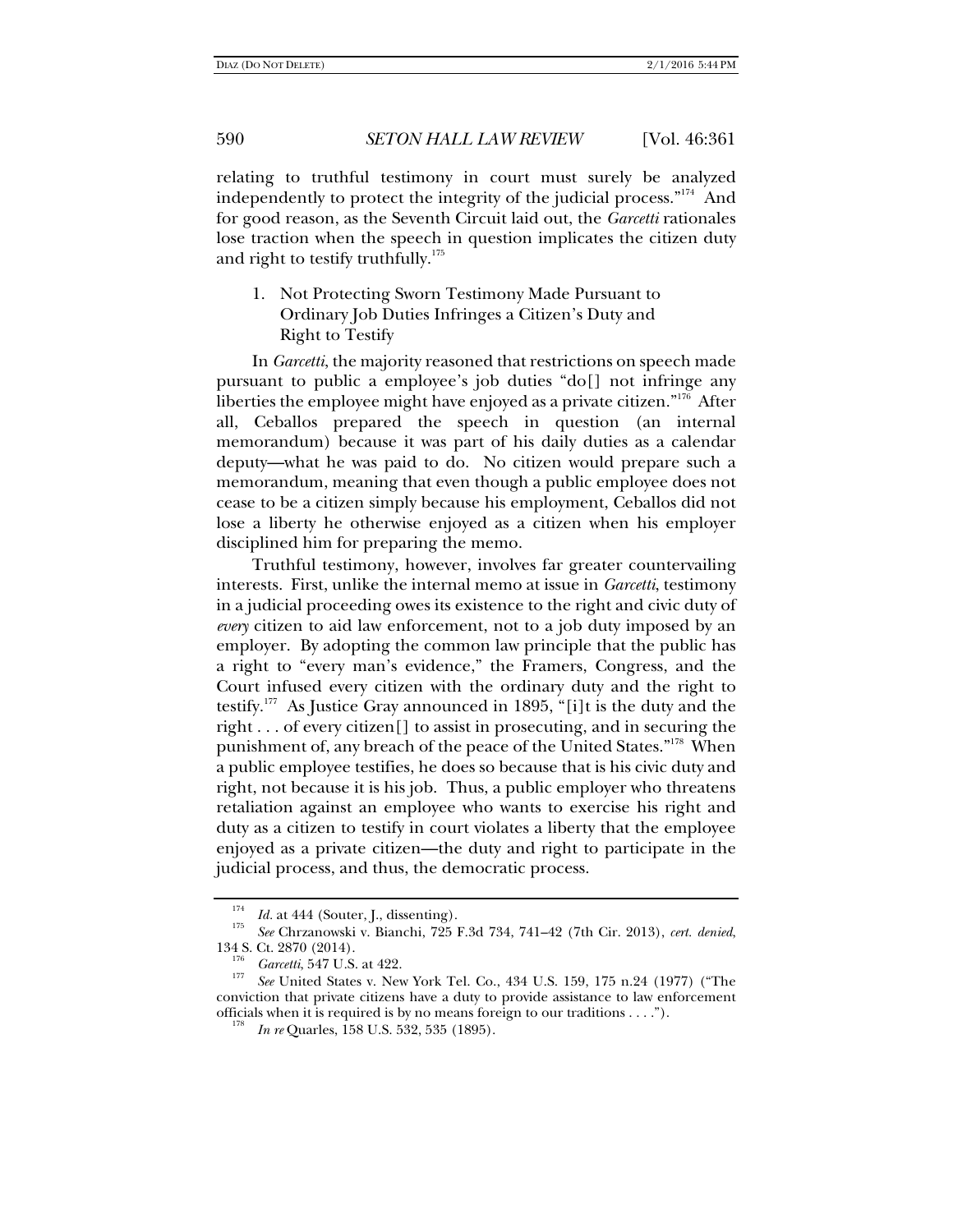relating to truthful testimony in court must surely be analyzed independently to protect the integrity of the judicial process."[174] And for good reason, as the Seventh Circuit laid out, the *Garcetti* rationales lose traction when the speech in question implicates the citizen duty and right to testify truthfully.[175]

### 1. Not Protecting Sworn Testimony Made Pursuant to Ordinary Job Duties Infringes a Citizen's Duty and Right to Testify

In *Garcetti*, the majority reasoned that restrictions on speech made pursuant to public a employee's job duties "do[] not infringe any liberties the employee might have enjoyed as a private citizen."[176] After all, Ceballos prepared the speech in question (an internal memorandum) because it was part of his daily duties as a calendar deputy—what he was paid to do. No citizen would prepare such a memorandum, meaning that even though a public employee does not cease to be a citizen simply because his employment, Ceballos did not lose a liberty he otherwise enjoyed as a citizen when his employer disciplined him for preparing the memo.

Truthful testimony, however, involves far greater countervailing interests. First, unlike the internal memo at issue in *Garcetti*, testimony in a judicial proceeding owes its existence to the right and civic duty of *every* citizen to aid law enforcement, not to a job duty imposed by an employer. By adopting the common law principle that the public has a right to "every man's evidence," the Framers, Congress, and the Court infused every citizen with the ordinary duty and the right to testify.[177] As Justice Gray announced in 1895, "[i]t is the duty and the right . . . of every citizen[] to assist in prosecuting, and in securing the punishment of, any breach of the peace of the United States."[178] When a public employee testifies, he does so because that is his civic duty and right, not because it is his job. Thus, a public employer who threatens retaliation against an employee who wants to exercise his right and duty as a citizen to testify in court violates a liberty that the employee enjoyed as a private citizen—the duty and right to participate in the judicial process, and thus, the democratic process.

---

[174] *Id.* at 444 (Souter, J., dissenting).

[175] *See* Chrzanowski v. Bianchi, 725 F.3d 734, 741–42 (7th Cir. 2013), *cert. denied*, 134 S. Ct. 2870 (2014).

[176] *Garcetti*, 547 U.S. at 422.

[177] *See* United States v. New York Tel. Co., 434 U.S. 159, 175 n.24 (1977) ("The conviction that private citizens have a duty to provide assistance to law enforcement officials when it is required is by no means foreign to our traditions . . . .").

[178] *In re* Quarles, 158 U.S. 532, 535 (1895).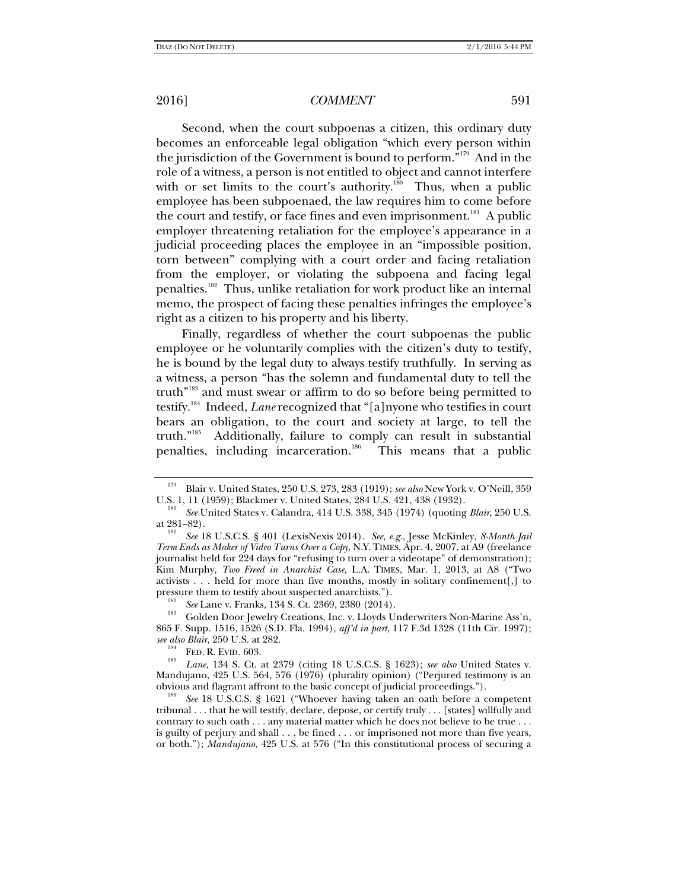Second, when the court subpoenas a citizen, this ordinary duty becomes an enforceable legal obligation "which every person within the jurisdiction of the Government is bound to perform."[179] And in the role of a witness, a person is not entitled to object and cannot interfere with or set limits to the court's authority.[180] Thus, when a public employee has been subpoenaed, the law requires him to come before the court and testify, or face fines and even imprisonment.[181] A public employer threatening retaliation for the employee's appearance in a judicial proceeding places the employee in an "impossible position, torn between" complying with a court order and facing retaliation from the employer, or violating the subpoena and facing legal penalties.[182] Thus, unlike retaliation for work product like an internal memo, the prospect of facing these penalties infringes the employee's right as a citizen to his property and his liberty.

Finally, regardless of whether the court subpoenas the public employee or he voluntarily complies with the citizen's duty to testify, he is bound by the legal duty to always testify truthfully. In serving as a witness, a person "has the solemn and fundamental duty to tell the truth"[183] and must swear or affirm to do so before being permitted to testify.[184] Indeed, *Lane* recognized that "[a]nyone who testifies in court bears an obligation, to the court and society at large, to tell the truth."[185] Additionally, failure to comply can result in substantial penalties, including incarceration.[186] This means that a public

---

[179] Blair v. United States, 250 U.S. 273, 283 (1919); *see also* New York v. O'Neill, 359 U.S. 1, 11 (1959); Blackmer v. United States, 284 U.S. 421, 438 (1932).

[180] *See* United States v. Calandra, 414 U.S. 338, 345 (1974) (quoting *Blair*, 250 U.S. at 281–82).

[181] *See* 18 U.S.C.S. § 401 (LexisNexis 2014). *See, e.g.*, Jesse McKinley, *8-Month Jail Term Ends as Maker of Video Turns Over a Copy*, N.Y. TIMES, Apr. 4, 2007, at A9 (freelance journalist held for 224 days for "refusing to turn over a videotape" of demonstration); Kim Murphy, *Two Freed in Anarchist Case*, L.A. TIMES, Mar. 1, 2013, at A8 ("Two activists . . . held for more than five months, mostly in solitary confinement[,] to pressure them to testify about suspected anarchists.").

[182] *See* Lane v. Franks, 134 S. Ct. 2369, 2380 (2014).

[183] Golden Door Jewelry Creations, Inc. v. Lloyds Underwriters Non-Marine Ass'n, 865 F. Supp. 1516, 1526 (S.D. Fla. 1994), *aff'd in part*, 117 F.3d 1328 (11th Cir. 1997); *see also Blair*, 250 U.S. at 282.

[184] FED. R. EVID. 603.

[185] *Lane*, 134 S. Ct. at 2379 (citing 18 U.S.C.S. § 1623); *see also* United States v. Mandujano, 425 U.S. 564, 576 (1976) (plurality opinion) ("Perjured testimony is an obvious and flagrant affront to the basic concept of judicial proceedings.").

[186] *See* 18 U.S.C.S. § 1621 ("Whoever having taken an oath before a competent tribunal . . . that he will testify, declare, depose, or certify truly . . . [states] willfully and contrary to such oath . . . any material matter which he does not believe to be true . . . is guilty of perjury and shall . . . be fined . . . or imprisoned not more than five years, or both."); *Mandujano*, 425 U.S. at 576 ("In this constitutional process of securing a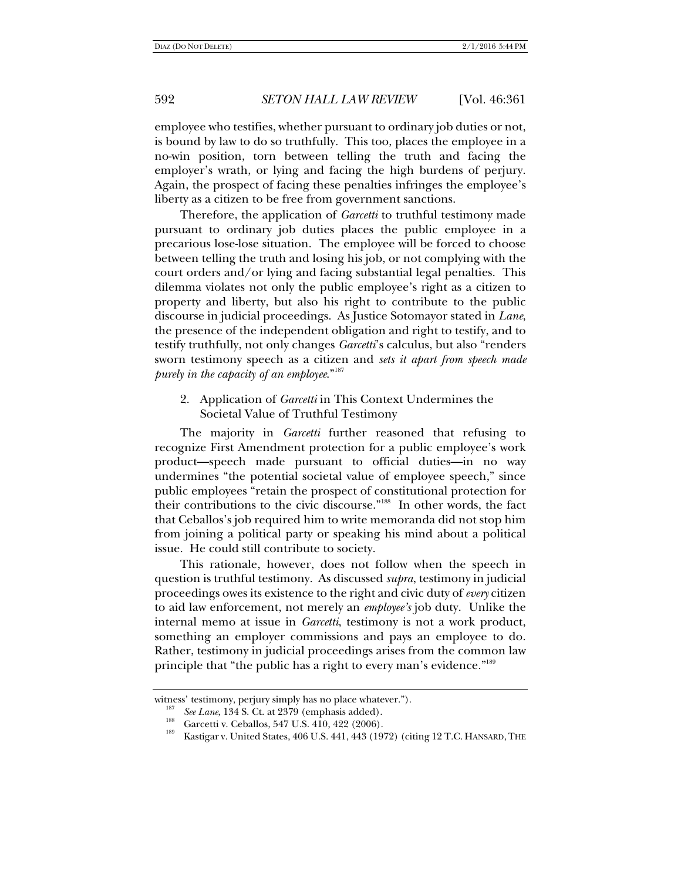employee who testifies, whether pursuant to ordinary job duties or not, is bound by law to do so truthfully. This too, places the employee in a no-win position, torn between telling the truth and facing the employer's wrath, or lying and facing the high burdens of perjury. Again, the prospect of facing these penalties infringes the employee's liberty as a citizen to be free from government sanctions.

Therefore, the application of *Garcetti* to truthful testimony made pursuant to ordinary job duties places the public employee in a precarious lose-lose situation. The employee will be forced to choose between telling the truth and losing his job, or not complying with the court orders and/or lying and facing substantial legal penalties. This dilemma violates not only the public employee's right as a citizen to property and liberty, but also his right to contribute to the public discourse in judicial proceedings. As Justice Sotomayor stated in *Lane*, the presence of the independent obligation and right to testify, and to testify truthfully, not only changes *Garcetti*'s calculus, but also "renders sworn testimony speech as a citizen and *sets it apart from speech made purely in the capacity of an employee*."[187]

### 2. Application of *Garcetti* in This Context Undermines the Societal Value of Truthful Testimony

The majority in *Garcetti* further reasoned that refusing to recognize First Amendment protection for a public employee's work product—speech made pursuant to official duties—in no way undermines "the potential societal value of employee speech," since public employees "retain the prospect of constitutional protection for their contributions to the civic discourse."[188] In other words, the fact that Ceballos's job required him to write memoranda did not stop him from joining a political party or speaking his mind about a political issue. He could still contribute to society.

This rationale, however, does not follow when the speech in question is truthful testimony. As discussed *supra*, testimony in judicial proceedings owes its existence to the right and civic duty of *every* citizen to aid law enforcement, not merely an *employee's* job duty. Unlike the internal memo at issue in *Garcetti*, testimony is not a work product, something an employer commissions and pays an employee to do. Rather, testimony in judicial proceedings arises from the common law principle that "the public has a right to every man's evidence."[189]

---

witness' testimony, perjury simply has no place whatever.").

[187] *See Lane*, 134 S. Ct. at 2379 (emphasis added).

[188] Garcetti v. Ceballos, 547 U.S. 410, 422 (2006).

[189] Kastigar v. United States, 406 U.S. 441, 443 (1972) (citing 12 T.C. HANSARD, THE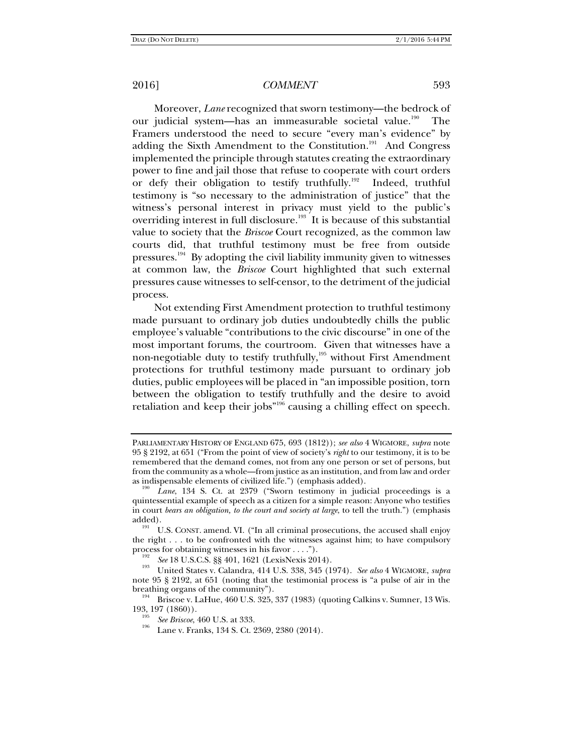Moreover, *Lane* recognized that sworn testimony—the bedrock of our judicial system—has an immeasurable societal value.[190] The Framers understood the need to secure "every man's evidence" by adding the Sixth Amendment to the Constitution.[191] And Congress implemented the principle through statutes creating the extraordinary power to fine and jail those that refuse to cooperate with court orders or defy their obligation to testify truthfully.[192] Indeed, truthful testimony is "so necessary to the administration of justice" that the witness's personal interest in privacy must yield to the public's overriding interest in full disclosure.[193] It is because of this substantial value to society that the *Briscoe* Court recognized, as the common law courts did, that truthful testimony must be free from outside pressures.[194] By adopting the civil liability immunity given to witnesses at common law, the *Briscoe* Court highlighted that such external pressures cause witnesses to self-censor, to the detriment of the judicial process.

Not extending First Amendment protection to truthful testimony made pursuant to ordinary job duties undoubtedly chills the public employee's valuable "contributions to the civic discourse" in one of the most important forums, the courtroom. Given that witnesses have a non-negotiable duty to testify truthfully,[195] without First Amendment protections for truthful testimony made pursuant to ordinary job duties, public employees will be placed in "an impossible position, torn between the obligation to testify truthfully and the desire to avoid retaliation and keep their jobs"[196] causing a chilling effect on speech.

---

PARLIAMENTARY HISTORY OF ENGLAND 675, 693 (1812)); *see also* 4 WIGMORE, *supra* note 95 § 2192, at 651 ("From the point of view of society's *right* to our testimony, it is to be remembered that the demand comes, not from any one person or set of persons, but from the community as a whole—from justice as an institution, and from law and order as indispensable elements of civilized life.") (emphasis added).

[190] *Lane*, 134 S. Ct. at 2379 ("Sworn testimony in judicial proceedings is a quintessential example of speech as a citizen for a simple reason: Anyone who testifies in court *bears an obligation, to the court and society at large,* to tell the truth.") (emphasis added).

[191] U.S. CONST. amend. VI. ("In all criminal prosecutions, the accused shall enjoy the right . . . to be confronted with the witnesses against him; to have compulsory process for obtaining witnesses in his favor . . . .").

[192] *See* 18 U.S.C.S. §§ 401, 1621 (LexisNexis 2014).

[193] United States v. Calandra, 414 U.S. 338, 345 (1974). *See also* 4 WIGMORE, *supra* note 95 § 2192, at 651 (noting that the testimonial process is "a pulse of air in the breathing organs of the community").

[194] Briscoe v. LaHue, 460 U.S. 325, 337 (1983) (quoting Calkins v. Sumner, 13 Wis. 193, 197 (1860)).

[195] *See Briscoe*, 460 U.S. at 333.

[196] Lane v. Franks, 134 S. Ct. 2369, 2380 (2014).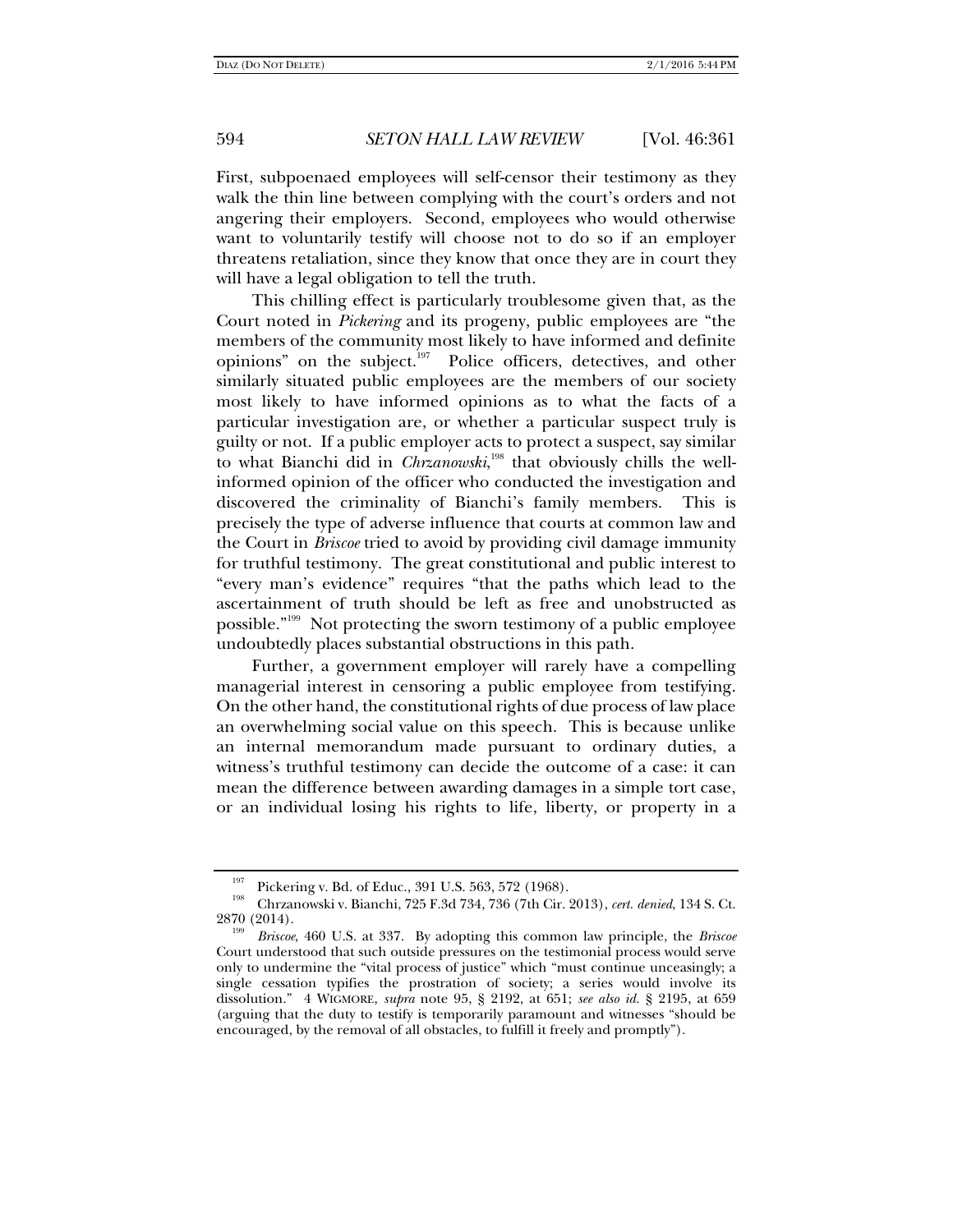First, subpoenaed employees will self-censor their testimony as they walk the thin line between complying with the court's orders and not angering their employers. Second, employees who would otherwise want to voluntarily testify will choose not to do so if an employer threatens retaliation, since they know that once they are in court they will have a legal obligation to tell the truth.

This chilling effect is particularly troublesome given that, as the Court noted in *Pickering* and its progeny, public employees are "the members of the community most likely to have informed and definite opinions" on the subject.[197] Police officers, detectives, and other similarly situated public employees are the members of our society most likely to have informed opinions as to what the facts of a particular investigation are, or whether a particular suspect truly is guilty or not. If a public employer acts to protect a suspect, say similar to what Bianchi did in *Chrzanowski*,[198] that obviously chills the well-informed opinion of the officer who conducted the investigation and discovered the criminality of Bianchi's family members. This is precisely the type of adverse influence that courts at common law and the Court in *Briscoe* tried to avoid by providing civil damage immunity for truthful testimony. The great constitutional and public interest to "every man's evidence" requires "that the paths which lead to the ascertainment of truth should be left as free and unobstructed as possible."[199] Not protecting the sworn testimony of a public employee undoubtedly places substantial obstructions in this path.

Further, a government employer will rarely have a compelling managerial interest in censoring a public employee from testifying. On the other hand, the constitutional rights of due process of law place an overwhelming social value on this speech. This is because unlike an internal memorandum made pursuant to ordinary duties, a witness's truthful testimony can decide the outcome of a case: it can mean the difference between awarding damages in a simple tort case, or an individual losing his rights to life, liberty, or property in a

---

[197] Pickering v. Bd. of Educ., 391 U.S. 563, 572 (1968).

[198] Chrzanowski v. Bianchi, 725 F.3d 734, 736 (7th Cir. 2013), *cert. denied*, 134 S. Ct. 2870 (2014).

[199] *Briscoe*, 460 U.S. at 337. By adopting this common law principle, the *Briscoe* Court understood that such outside pressures on the testimonial process would serve only to undermine the "vital process of justice" which "must continue unceasingly; a single cessation typifies the prostration of society; a series would involve its dissolution." 4 WIGMORE, *supra* note 95, § 2192, at 651; *see also id.* § 2195, at 659 (arguing that the duty to testify is temporarily paramount and witnesses "should be encouraged, by the removal of all obstacles, to fulfill it freely and promptly").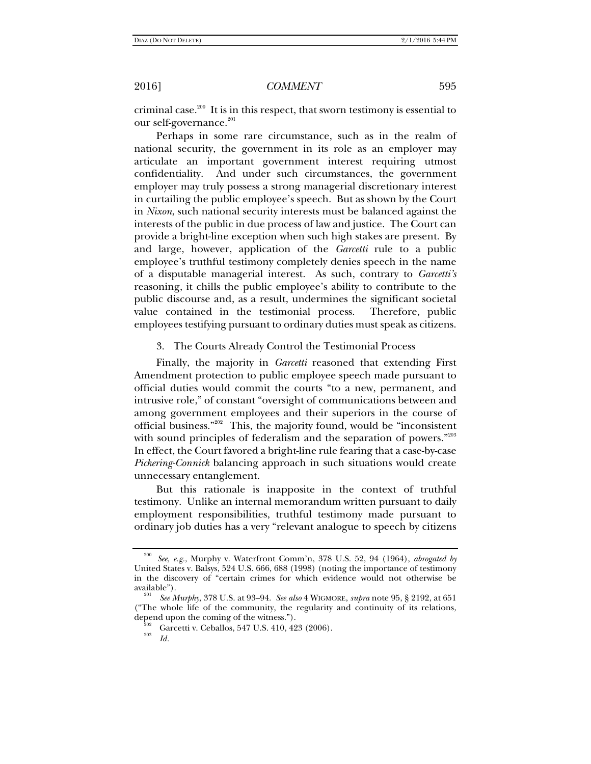criminal case.[200] It is in this respect, that sworn testimony is essential to our self-governance.[201]

Perhaps in some rare circumstance, such as in the realm of national security, the government in its role as an employer may articulate an important government interest requiring utmost confidentiality. And under such circumstances, the government employer may truly possess a strong managerial discretionary interest in curtailing the public employee's speech. But as shown by the Court in *Nixon*, such national security interests must be balanced against the interests of the public in due process of law and justice. The Court can provide a bright-line exception when such high stakes are present. By and large, however, application of the *Garcetti* rule to a public employee's truthful testimony completely denies speech in the name of a disputable managerial interest. As such, contrary to *Garcetti's* reasoning, it chills the public employee's ability to contribute to the public discourse and, as a result, undermines the significant societal value contained in the testimonial process. Therefore, public employees testifying pursuant to ordinary duties must speak as citizens.

3. The Courts Already Control the Testimonial Process

Finally, the majority in *Garcetti* reasoned that extending First Amendment protection to public employee speech made pursuant to official duties would commit the courts "to a new, permanent, and intrusive role," of constant "oversight of communications between and among government employees and their superiors in the course of official business."[202] This, the majority found, would be "inconsistent with sound principles of federalism and the separation of powers."[203] In effect, the Court favored a bright-line rule fearing that a case-by-case *Pickering*-*Connick* balancing approach in such situations would create unnecessary entanglement.

But this rationale is inapposite in the context of truthful testimony. Unlike an internal memorandum written pursuant to daily employment responsibilities, truthful testimony made pursuant to ordinary job duties has a very "relevant analogue to speech by citizens

---

[200] *See, e.g.*, Murphy v. Waterfront Comm'n, 378 U.S. 52, 94 (1964), *abrogated by* United States v. Balsys, 524 U.S. 666, 688 (1998) (noting the importance of testimony in the discovery of "certain crimes for which evidence would not otherwise be available").

[201] *See Murphy*, 378 U.S. at 93–94. *See also* 4 WIGMORE, *supra* note 95, § 2192, at 651 ("The whole life of the community, the regularity and continuity of its relations, depend upon the coming of the witness.").

[202] Garcetti v. Ceballos, 547 U.S. 410, 423 (2006).

[203] *Id.*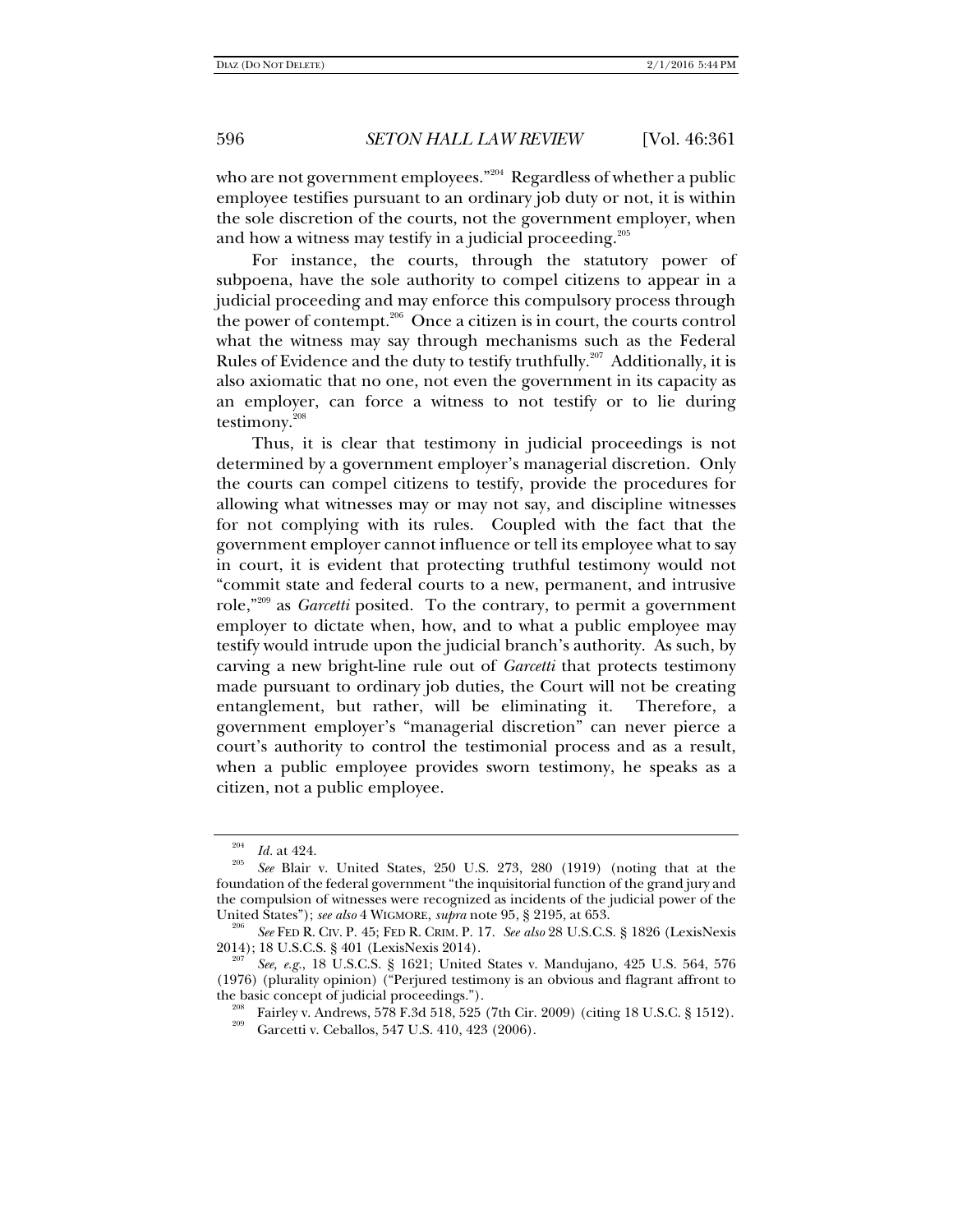who are not government employees."[204] Regardless of whether a public employee testifies pursuant to an ordinary job duty or not, it is within the sole discretion of the courts, not the government employer, when and how a witness may testify in a judicial proceeding.[205]

For instance, the courts, through the statutory power of subpoena, have the sole authority to compel citizens to appear in a judicial proceeding and may enforce this compulsory process through the power of contempt.[206] Once a citizen is in court, the courts control what the witness may say through mechanisms such as the Federal Rules of Evidence and the duty to testify truthfully.[207] Additionally, it is also axiomatic that no one, not even the government in its capacity as an employer, can force a witness to not testify or to lie during testimony.[208]

Thus, it is clear that testimony in judicial proceedings is not determined by a government employer's managerial discretion. Only the courts can compel citizens to testify, provide the procedures for allowing what witnesses may or may not say, and discipline witnesses for not complying with its rules. Coupled with the fact that the government employer cannot influence or tell its employee what to say in court, it is evident that protecting truthful testimony would not "commit state and federal courts to a new, permanent, and intrusive role,"[209] as *Garcetti* posited. To the contrary, to permit a government employer to dictate when, how, and to what a public employee may testify would intrude upon the judicial branch's authority. As such, by carving a new bright-line rule out of *Garcetti* that protects testimony made pursuant to ordinary job duties, the Court will not be creating entanglement, but rather, will be eliminating it. Therefore, a government employer's "managerial discretion" can never pierce a court's authority to control the testimonial process and as a result, when a public employee provides sworn testimony, he speaks as a citizen, not a public employee.

---

[204] *Id.* at 424.

[205] *See* Blair v. United States, 250 U.S. 273, 280 (1919) (noting that at the foundation of the federal government "the inquisitorial function of the grand jury and the compulsion of witnesses were recognized as incidents of the judicial power of the United States"); *see also* 4 WIGMORE, *supra* note 95, § 2195, at 653.

[206] *See* FED R. CIV. P. 45; FED R. CRIM. P. 17. *See also* 28 U.S.C.S. § 1826 (LexisNexis 2014); 18 U.S.C.S. § 401 (LexisNexis 2014).

[207] *See, e.g.*, 18 U.S.C.S. § 1621; United States v. Mandujano, 425 U.S. 564, 576 (1976) (plurality opinion) ("Perjured testimony is an obvious and flagrant affront to the basic concept of judicial proceedings.").

[208] Fairley v. Andrews, 578 F.3d 518, 525 (7th Cir. 2009) (citing 18 U.S.C. § 1512).

[209] Garcetti v. Ceballos, 547 U.S. 410, 423 (2006).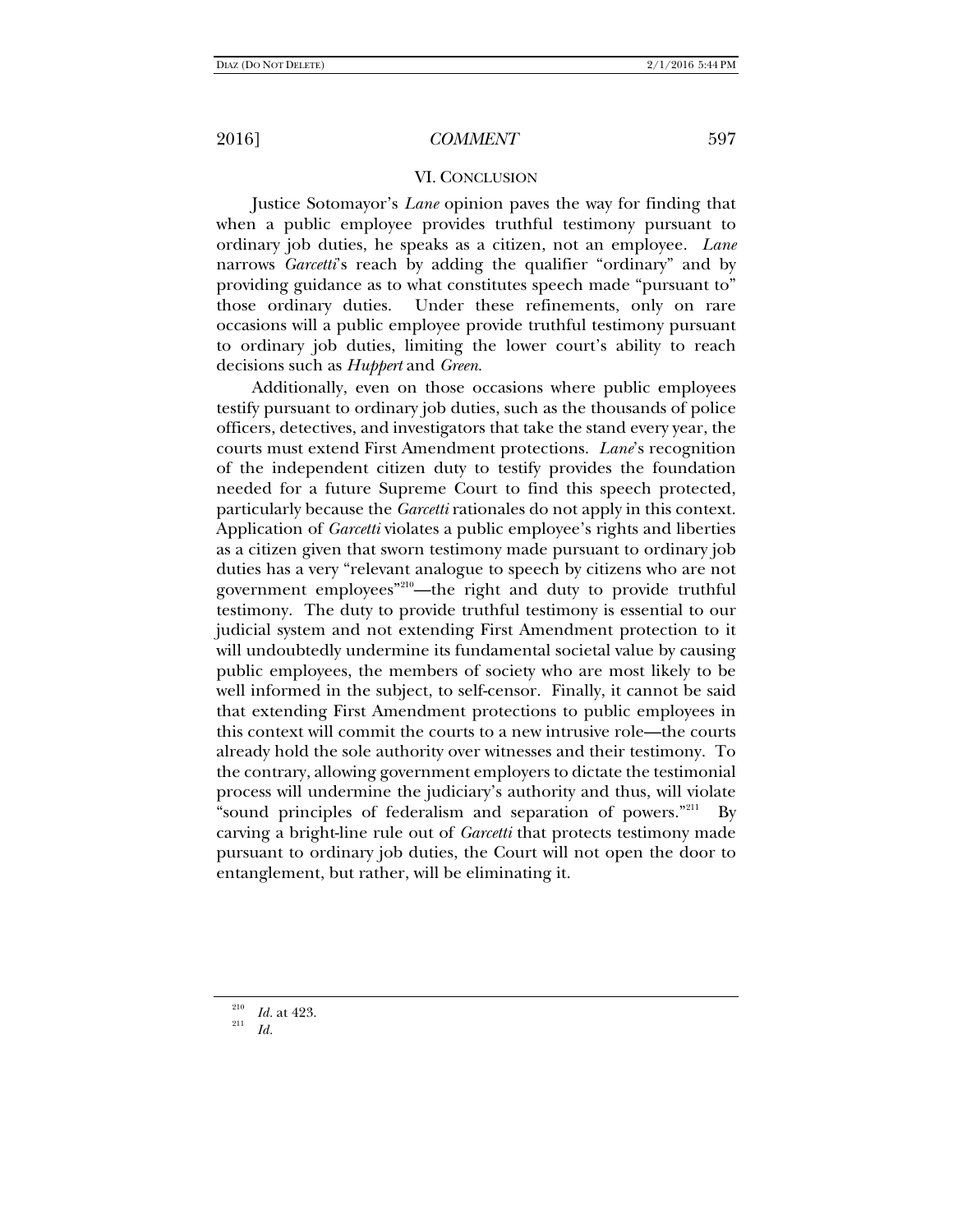## VI. CONCLUSION

Justice Sotomayor's *Lane* opinion paves the way for finding that when a public employee provides truthful testimony pursuant to ordinary job duties, he speaks as a citizen, not an employee. *Lane* narrows *Garcetti*'s reach by adding the qualifier "ordinary" and by providing guidance as to what constitutes speech made "pursuant to" those ordinary duties. Under these refinements, only on rare occasions will a public employee provide truthful testimony pursuant to ordinary job duties, limiting the lower court's ability to reach decisions such as *Huppert* and *Green*.

Additionally, even on those occasions where public employees testify pursuant to ordinary job duties, such as the thousands of police officers, detectives, and investigators that take the stand every year, the courts must extend First Amendment protections. *Lane*'s recognition of the independent citizen duty to testify provides the foundation needed for a future Supreme Court to find this speech protected, particularly because the *Garcetti* rationales do not apply in this context. Application of *Garcetti* violates a public employee's rights and liberties as a citizen given that sworn testimony made pursuant to ordinary job duties has a very "relevant analogue to speech by citizens who are not government employees"[210]—the right and duty to provide truthful testimony. The duty to provide truthful testimony is essential to our judicial system and not extending First Amendment protection to it will undoubtedly undermine its fundamental societal value by causing public employees, the members of society who are most likely to be well informed in the subject, to self-censor. Finally, it cannot be said that extending First Amendment protections to public employees in this context will commit the courts to a new intrusive role—the courts already hold the sole authority over witnesses and their testimony. To the contrary, allowing government employers to dictate the testimonial process will undermine the judiciary's authority and thus, will violate "sound principles of federalism and separation of powers."[211] By carving a bright-line rule out of *Garcetti* that protects testimony made pursuant to ordinary job duties, the Court will not open the door to entanglement, but rather, will be eliminating it.

---

[210] *Id.* at 423.

[211] *Id.*